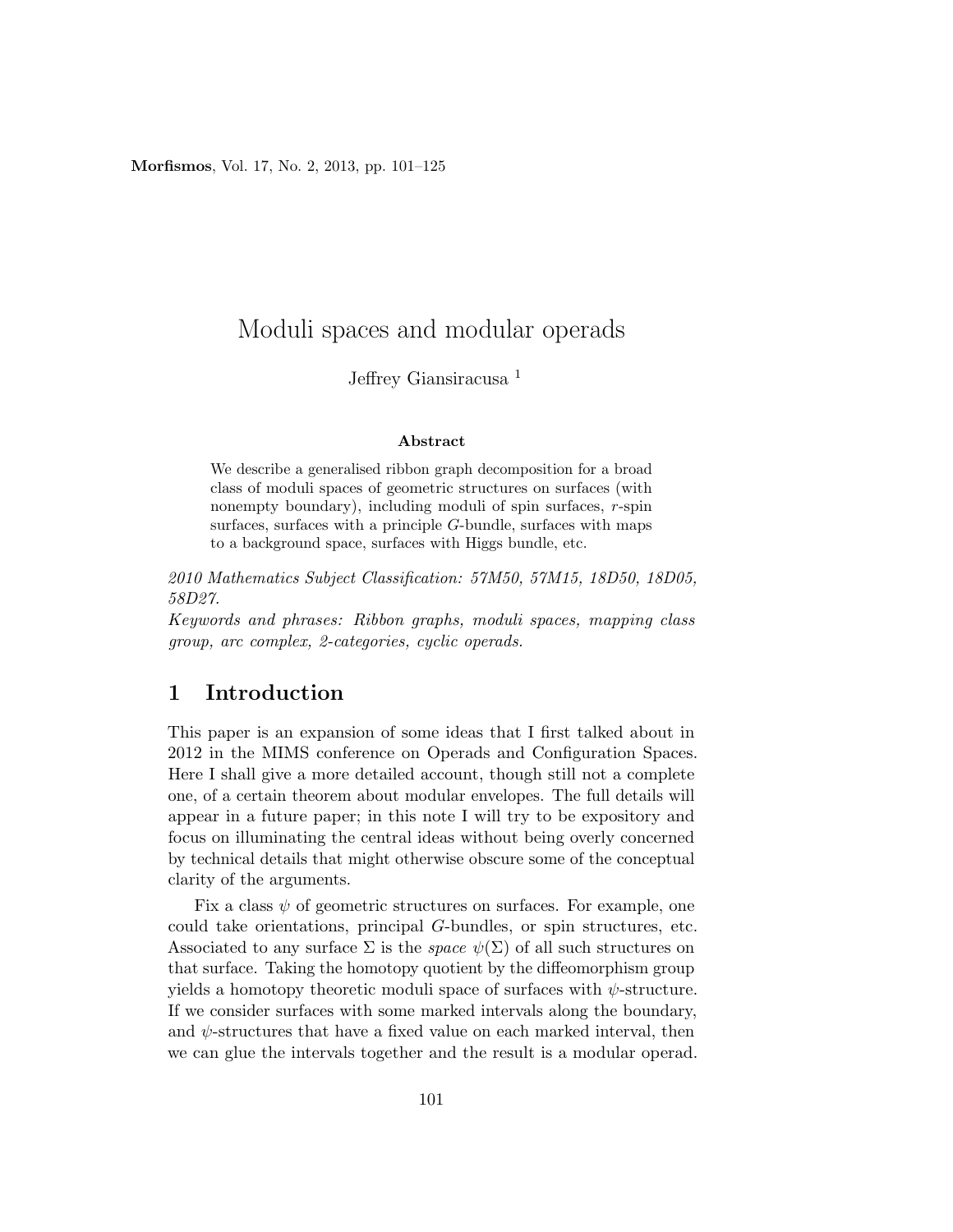# Moduli spaces and modular operads

Jeffrey Giansiracusa [1]

**Abstract**

We describe a generalised ribbon graph decomposition for a broad class of moduli spaces of geometric structures on surfaces (with nonempty boundary), including moduli of spin surfaces, $r$-spin surfaces, surfaces with a principle $G$-bundle, surfaces with maps to a background space, surfaces with Higgs bundle, etc.

*2010 Mathematics Subject Classification: 57M50, 57M15, 18D50, 18D05, 58D27.*
*Keywords and phrases: Ribbon graphs, moduli spaces, mapping class group, arc complex, 2-categories, cyclic operads.*

## 1 Introduction

This paper is an expansion of some ideas that I first talked about in 2012 in the MIMS conference on Operads and Configuration Spaces. Here I shall give a more detailed account, though still not a complete one, of a certain theorem about modular envelopes. The full details will appear in a future paper; in this note I will try to be expository and focus on illuminating the central ideas without being overly concerned by technical details that might otherwise obscure some of the conceptual clarity of the arguments.

Fix a class $\psi$ of geometric structures on surfaces. For example, one could take orientations, principal $G$-bundles, or spin structures, etc. Associated to any surface $\Sigma$ is the *space* $\psi(\Sigma)$ of all such structures on that surface. Taking the homotopy quotient by the diffeomorphism group yields a homotopy theoretic moduli space of surfaces with $\psi$-structure. If we consider surfaces with some marked intervals along the boundary, and $\psi$-structures that have a fixed value on each marked interval, then we can glue the intervals together and the result is a modular operad.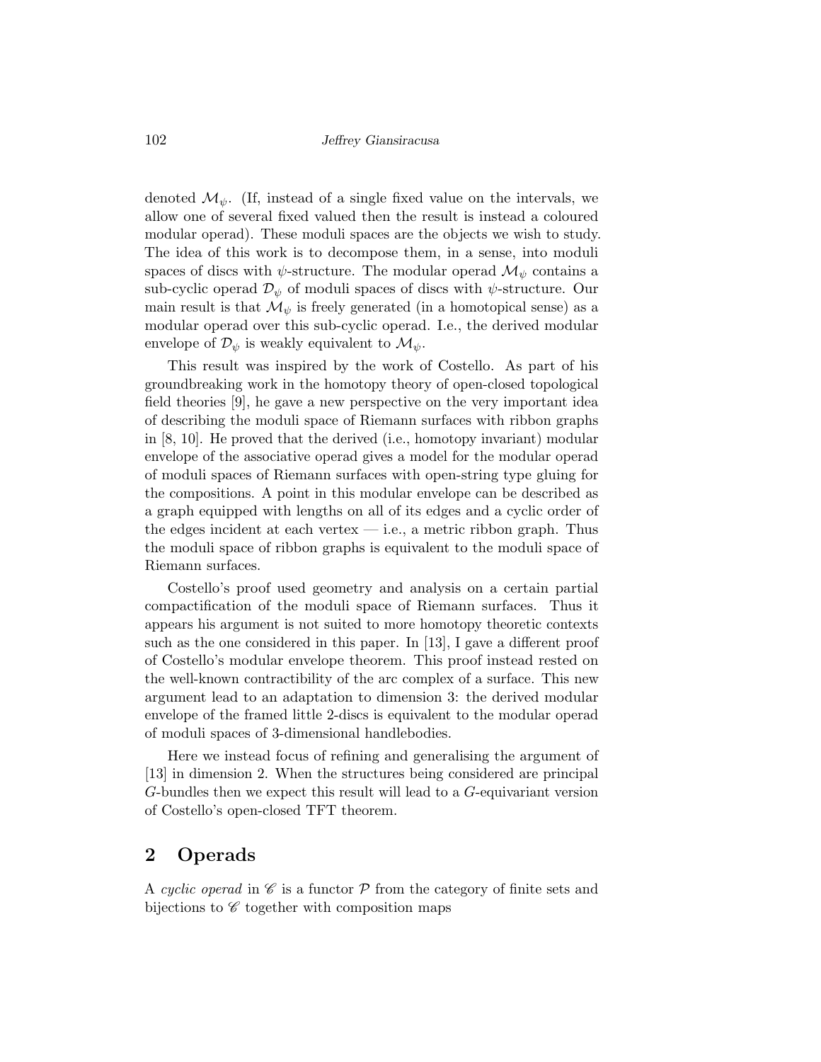denoted $\mathcal{M}_\psi$. (If, instead of a single fixed value on the intervals, we allow one of several fixed valued then the result is instead a coloured modular operad). These moduli spaces are the objects we wish to study. The idea of this work is to decompose them, in a sense, into moduli spaces of discs with $\psi$-structure. The modular operad $\mathcal{M}_\psi$ contains a sub-cyclic operad $\mathcal{D}_\psi$ of moduli spaces of discs with $\psi$-structure. Our main result is that $\mathcal{M}_\psi$ is freely generated (in a homotopical sense) as a modular operad over this sub-cyclic operad. I.e., the derived modular envelope of $\mathcal{D}_\psi$ is weakly equivalent to $\mathcal{M}_\psi$.

This result was inspired by the work of Costello. As part of his groundbreaking work in the homotopy theory of open-closed topological field theories [9], he gave a new perspective on the very important idea of describing the moduli space of Riemann surfaces with ribbon graphs in [8, 10]. He proved that the derived (i.e., homotopy invariant) modular envelope of the associative operad gives a model for the modular operad of moduli spaces of Riemann surfaces with open-string type gluing for the compositions. A point in this modular envelope can be described as a graph equipped with lengths on all of its edges and a cyclic order of the edges incident at each vertex — i.e., a metric ribbon graph. Thus the moduli space of ribbon graphs is equivalent to the moduli space of Riemann surfaces.

Costello's proof used geometry and analysis on a certain partial compactification of the moduli space of Riemann surfaces. Thus it appears his argument is not suited to more homotopy theoretic contexts such as the one considered in this paper. In [13], I gave a different proof of Costello's modular envelope theorem. This proof instead rested on the well-known contractibility of the arc complex of a surface. This new argument lead to an adaptation to dimension 3: the derived modular envelope of the framed little 2-discs is equivalent to the modular operad of moduli spaces of 3-dimensional handlebodies.

Here we instead focus of refining and generalising the argument of [13] in dimension 2. When the structures being considered are principal $G$-bundles then we expect this result will lead to a $G$-equivariant version of Costello's open-closed TFT theorem.

## 2 Operads

A *cyclic operad* in $\mathscr{C}$ is a functor $\mathcal{P}$ from the category of finite sets and bijections to $\mathscr{C}$ together with composition maps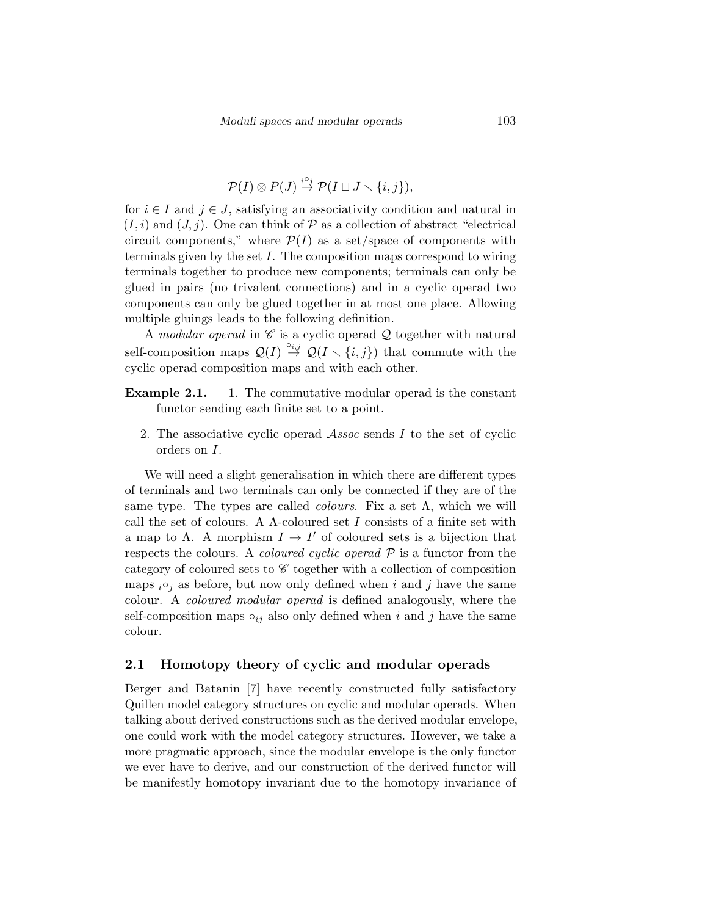$$\mathcal{P}(I) \otimes P(J) \stackrel{{}_i\circ_j}{\to} \mathcal{P}(I \sqcup J \smallsetminus \{i, j\}),$$

for $i \in I$ and $j \in J$, satisfying an associativity condition and natural in $(I, i)$ and $(J, j)$. One can think of $\mathcal{P}$ as a collection of abstract "electrical circuit components," where $\mathcal{P}(I)$ as a set/space of components with terminals given by the set $I$. The composition maps correspond to wiring terminals together to produce new components; terminals can only be glued in pairs (no trivalent connections) and in a cyclic operad two components can only be glued together in at most one place. Allowing multiple gluings leads to the following definition.

A *modular operad* in $\mathscr{C}$ is a cyclic operad $\mathcal{Q}$ together with natural self-composition maps $\mathcal{Q}(I) \stackrel{\circ_{i,j}}{\to} \mathcal{Q}(I \smallsetminus \{i, j\})$ that commute with the cyclic operad composition maps and with each other.

**Example 2.1.**
1. The commutative modular operad is the constant functor sending each finite set to a point.
2. The associative cyclic operad $\mathcal{A}ssoc$ sends $I$ to the set of cyclic orders on $I$.

We will need a slight generalisation in which there are different types of terminals and two terminals can only be connected if they are of the same type. The types are called *colours*. Fix a set $\Lambda$, which we will call the set of colours. A $\Lambda$-coloured set $I$ consists of a finite set with a map to $\Lambda$. A morphism $I \to I'$ of coloured sets is a bijection that respects the colours. A *coloured cyclic operad* $\mathcal{P}$ is a functor from the category of coloured sets to $\mathscr{C}$ together with a collection of composition maps ${}_i\circ_j$ as before, but now only defined when $i$ and $j$ have the same colour. A *coloured modular operad* is defined analogously, where the self-composition maps $\circ_{ij}$ also only defined when $i$ and $j$ have the same colour.

## 2.1 Homotopy theory of cyclic and modular operads

Berger and Batanin [7] have recently constructed fully satisfactory Quillen model category structures on cyclic and modular operads. When talking about derived constructions such as the derived modular envelope, one could work with the model category structures. However, we take a more pragmatic approach, since the modular envelope is the only functor we ever have to derive, and our construction of the derived functor will be manifestly homotopy invariant due to the homotopy invariance of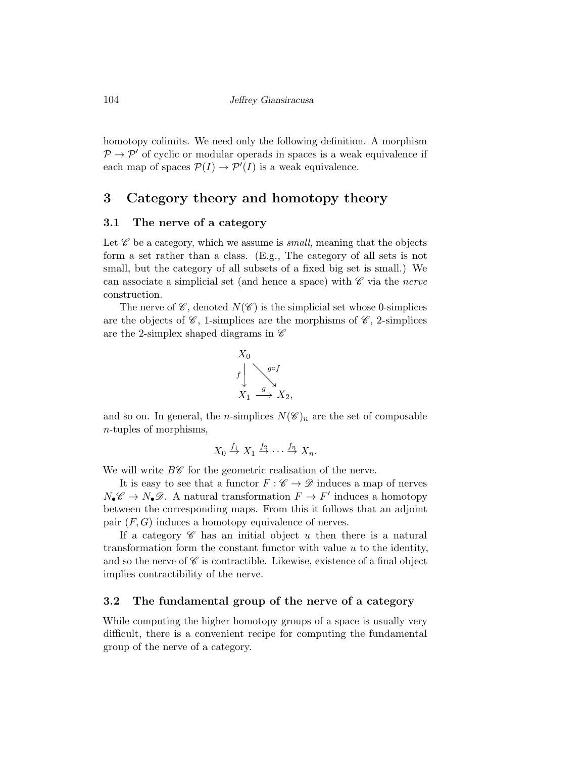homotopy colimits. We need only the following definition. A morphism $\mathcal{P} \to \mathcal{P}'$ of cyclic or modular operads in spaces is a weak equivalence if each map of spaces $\mathcal{P}(I) \to \mathcal{P}'(I)$ is a weak equivalence.

# 3 Category theory and homotopy theory

## 3.1 The nerve of a category

Let $\mathscr{C}$ be a category, which we assume is *small*, meaning that the objects form a set rather than a class. (E.g., The category of all sets is not small, but the category of all subsets of a fixed big set is small.) We can associate a simplicial set (and hence a space) with $\mathscr{C}$ via the *nerve* construction.

The nerve of $\mathscr{C}$, denoted $N(\mathscr{C})$ is the simplicial set whose 0-simplices are the objects of $\mathscr{C}$, 1-simplices are the morphisms of $\mathscr{C}$, 2-simplices are the 2-simplex shaped diagrams in $\mathscr{C}$

$$\begin{array}{ccc} X_0 & & \\ {\scriptstyle f}\downarrow & \searrow^{g\circ f} & \\ X_1 & \xrightarrow{g} & X_2, \end{array}$$

and so on. In general, the $n$-simplices $N(\mathscr{C})_n$ are the set of composable $n$-tuples of morphisms,

$$X_0 \xrightarrow{f_1} X_1 \xrightarrow{f_2} \cdots \xrightarrow{f_n} X_n.$$

We will write $B\mathscr{C}$ for the geometric realisation of the nerve.

It is easy to see that a functor $F : \mathscr{C} \to \mathscr{D}$ induces a map of nerves $N_\bullet\mathscr{C} \to N_\bullet\mathscr{D}$. A natural transformation $F \to F'$ induces a homotopy between the corresponding maps. From this it follows that an adjoint pair $(F, G)$ induces a homotopy equivalence of nerves.

If a category $\mathscr{C}$ has an initial object $u$ then there is a natural transformation form the constant functor with value $u$ to the identity, and so the nerve of $\mathscr{C}$ is contractible. Likewise, existence of a final object implies contractibility of the nerve.

## 3.2 The fundamental group of the nerve of a category

While computing the higher homotopy groups of a space is usually very difficult, there is a convenient recipe for computing the fundamental group of the nerve of a category.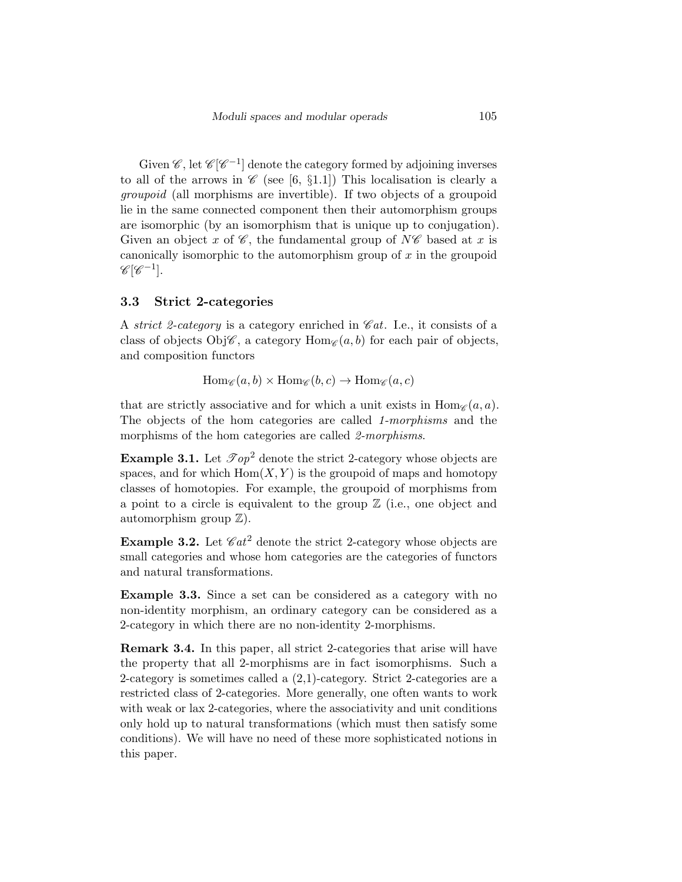Given $\mathscr{C}$, let $\mathscr{C}[\mathscr{C}^{-1}]$ denote the category formed by adjoining inverses to all of the arrows in $\mathscr{C}$ (see [6, §1.1]) This localisation is clearly a *groupoid* (all morphisms are invertible). If two objects of a groupoid lie in the same connected component then their automorphism groups are isomorphic (by an isomorphism that is unique up to conjugation). Given an object $x$ of $\mathscr{C}$, the fundamental group of $N\mathscr{C}$ based at $x$ is canonically isomorphic to the automorphism group of $x$ in the groupoid $\mathscr{C}[\mathscr{C}^{-1}]$.

### 3.3 Strict 2-categories

A *strict 2-category* is a category enriched in $\mathscr{C}at$. I.e., it consists of a class of objects $\mathrm{Obj}\mathscr{C}$, a category $\mathrm{Hom}_{\mathscr{C}}(a,b)$ for each pair of objects, and composition functors

$$\mathrm{Hom}_{\mathscr{C}}(a,b) \times \mathrm{Hom}_{\mathscr{C}}(b,c) \to \mathrm{Hom}_{\mathscr{C}}(a,c)$$

that are strictly associative and for which a unit exists in $\mathrm{Hom}_{\mathscr{C}}(a,a)$. The objects of the hom categories are called *1-morphisms* and the morphisms of the hom categories are called *2-morphisms*.

**Example 3.1.** Let $\mathscr{T}op^2$ denote the strict 2-category whose objects are spaces, and for which $\mathrm{Hom}(X,Y)$ is the groupoid of maps and homotopy classes of homotopies. For example, the groupoid of morphisms from a point to a circle is equivalent to the group $\mathbb{Z}$ (i.e., one object and automorphism group $\mathbb{Z}$).

**Example 3.2.** Let $\mathscr{C}at^2$ denote the strict 2-category whose objects are small categories and whose hom categories are the categories of functors and natural transformations.

**Example 3.3.** Since a set can be considered as a category with no non-identity morphism, an ordinary category can be considered as a 2-category in which there are no non-identity 2-morphisms.

**Remark 3.4.** In this paper, all strict 2-categories that arise will have the property that all 2-morphisms are in fact isomorphisms. Such a 2-category is sometimes called a (2,1)-category. Strict 2-categories are a restricted class of 2-categories. More generally, one often wants to work with weak or lax 2-categories, where the associativity and unit conditions only hold up to natural transformations (which must then satisfy some conditions). We will have no need of these more sophisticated notions in this paper.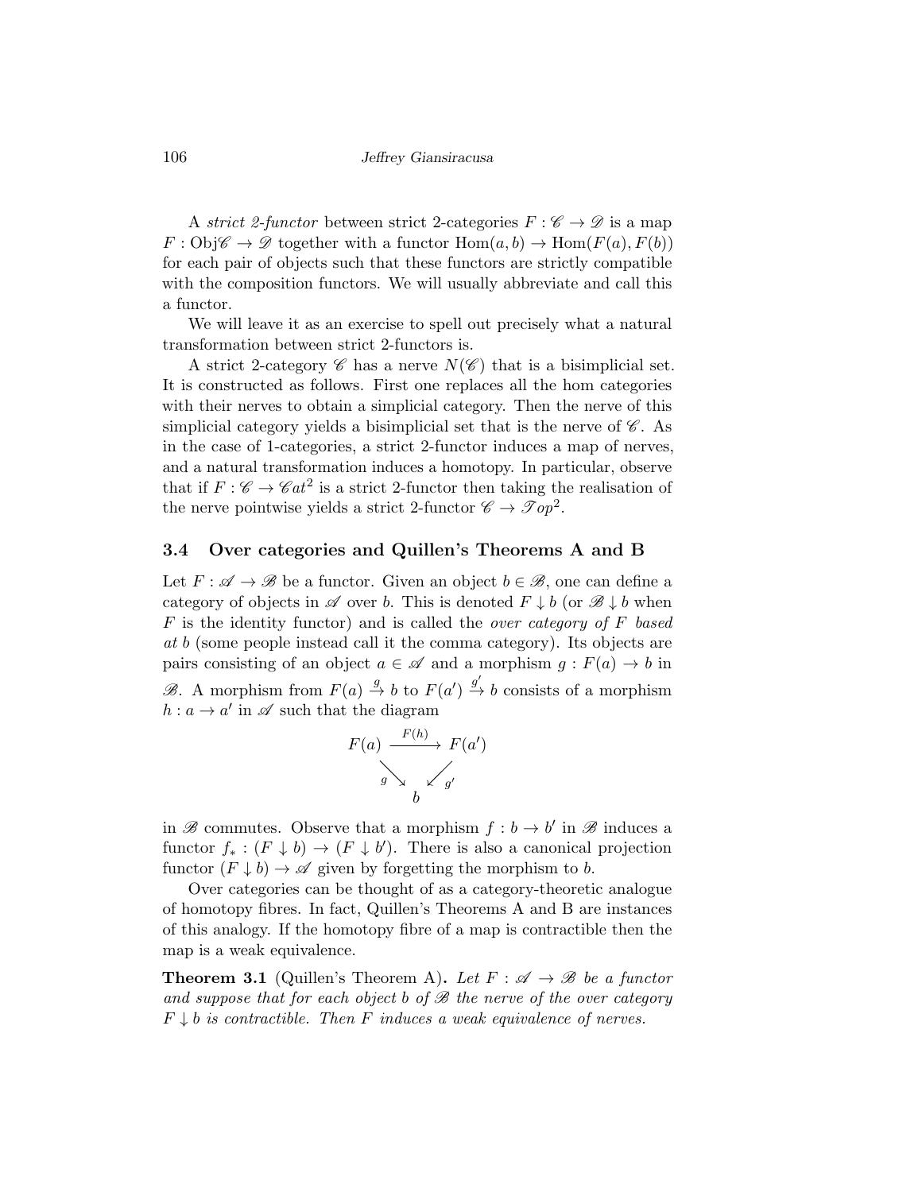A *strict 2-functor* between strict 2-categories $F : \mathscr{C} \to \mathscr{D}$ is a map $F : \mathrm{Obj}\mathscr{C} \to \mathscr{D}$ together with a functor $\mathrm{Hom}(a, b) \to \mathrm{Hom}(F(a), F(b))$ for each pair of objects such that these functors are strictly compatible with the composition functors. We will usually abbreviate and call this a functor.

We will leave it as an exercise to spell out precisely what a natural transformation between strict 2-functors is.

A strict 2-category $\mathscr{C}$ has a nerve $N(\mathscr{C})$ that is a bisimplicial set. It is constructed as follows. First one replaces all the hom categories with their nerves to obtain a simplicial category. Then the nerve of this simplicial category yields a bisimplicial set that is the nerve of $\mathscr{C}$. As in the case of 1-categories, a strict 2-functor induces a map of nerves, and a natural transformation induces a homotopy. In particular, observe that if $F : \mathscr{C} \to \mathscr{C}at^2$ is a strict 2-functor then taking the realisation of the nerve pointwise yields a strict 2-functor $\mathscr{C} \to \mathscr{T}op^2$.

### 3.4 Over categories and Quillen's Theorems A and B

Let $F : \mathscr{A} \to \mathscr{B}$ be a functor. Given an object $b \in \mathscr{B}$, one can define a category of objects in $\mathscr{A}$ over $b$. This is denoted $F \downarrow b$ (or $\mathscr{B} \downarrow b$ when $F$ is the identity functor) and is called the *over category of $F$ based at $b$* (some people instead call it the comma category). Its objects are pairs consisting of an object $a \in \mathscr{A}$ and a morphism $g : F(a) \to b$ in $\mathscr{B}$. A morphism from $F(a) \xrightarrow{g} b$ to $F(a') \xrightarrow{g'} b$ consists of a morphism $h : a \to a'$ in $\mathscr{A}$ such that the diagram

$$\begin{array}{ccc} F(a) & \xrightarrow{F(h)} & F(a') \\ & {\scriptstyle g}\searrow \quad \swarrow{\scriptstyle g'} & \\ & b & \end{array}$$

in $\mathscr{B}$ commutes. Observe that a morphism $f : b \to b'$ in $\mathscr{B}$ induces a functor $f_* : (F \downarrow b) \to (F \downarrow b')$. There is also a canonical projection functor $(F \downarrow b) \to \mathscr{A}$ given by forgetting the morphism to $b$.

Over categories can be thought of as a category-theoretic analogue of homotopy fibres. In fact, Quillen's Theorems A and B are instances of this analogy. If the homotopy fibre of a map is contractible then the map is a weak equivalence.

**Theorem 3.1** (Quillen's Theorem A)**.** *Let $F : \mathscr{A} \to \mathscr{B}$ be a functor and suppose that for each object $b$ of $\mathscr{B}$ the nerve of the over category $F \downarrow b$ is contractible. Then $F$ induces a weak equivalence of nerves.*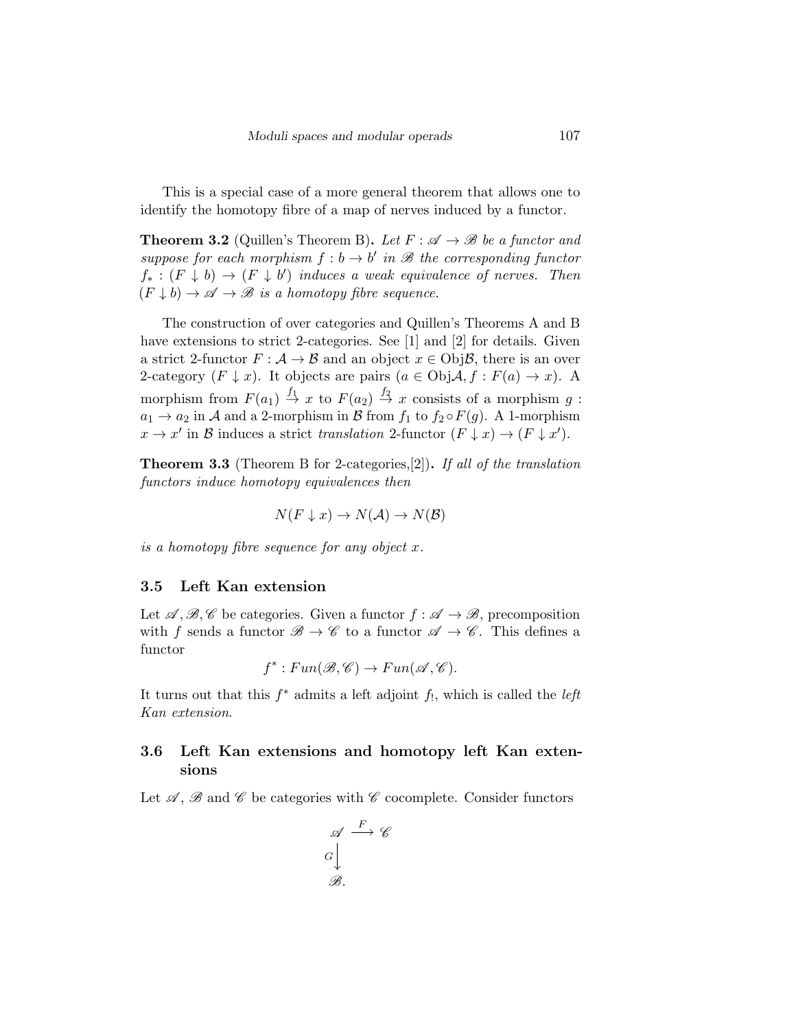This is a special case of a more general theorem that allows one to identify the homotopy fibre of a map of nerves induced by a functor.

**Theorem 3.2** (Quillen's Theorem B)**.** *Let $F : \mathscr{A} \to \mathscr{B}$ be a functor and suppose for each morphism $f : b \to b'$ in $\mathscr{B}$ the corresponding functor $f_* : (F \downarrow b) \to (F \downarrow b')$ induces a weak equivalence of nerves. Then $(F \downarrow b) \to \mathscr{A} \to \mathscr{B}$ is a homotopy fibre sequence.*

The construction of over categories and Quillen's Theorems A and B have extensions to strict 2-categories. See [1] and [2] for details. Given a strict 2-functor $F : \mathcal{A} \to \mathcal{B}$ and an object $x \in \mathrm{Obj}\mathcal{B}$, there is an over 2-category $(F \downarrow x)$. It objects are pairs $(a \in \mathrm{Obj}\mathcal{A}, f : F(a) \to x)$. A morphism from $F(a_1) \xrightarrow{f_1} x$ to $F(a_2) \xrightarrow{f_2} x$ consists of a morphism $g : a_1 \to a_2$ in $\mathcal{A}$ and a 2-morphism in $\mathcal{B}$ from $f_1$ to $f_2 \circ F(g)$. A 1-morphism $x \to x'$ in $\mathcal{B}$ induces a strict *translation* 2-functor $(F \downarrow x) \to (F \downarrow x')$.

**Theorem 3.3** (Theorem B for 2-categories,[2])**.** *If all of the translation functors induce homotopy equivalences then*

$$N(F \downarrow x) \to N(\mathcal{A}) \to N(\mathcal{B})$$

*is a homotopy fibre sequence for any object $x$.*

### 3.5 Left Kan extension

Let $\mathscr{A}, \mathscr{B}, \mathscr{C}$ be categories. Given a functor $f : \mathscr{A} \to \mathscr{B}$, precomposition with $f$ sends a functor $\mathscr{B} \to \mathscr{C}$ to a functor $\mathscr{A} \to \mathscr{C}$. This defines a functor

$$f^* : Fun(\mathscr{B}, \mathscr{C}) \to Fun(\mathscr{A}, \mathscr{C}).$$

It turns out that this $f^*$ admits a left adjoint $f_!$, which is called the *left Kan extension*.

### 3.6 Left Kan extensions and homotopy left Kan extensions

Let $\mathscr{A}$, $\mathscr{B}$ and $\mathscr{C}$ be categories with $\mathscr{C}$ cocomplete. Consider functors

$$\begin{array}{ccc} \mathscr{A} & \xrightarrow{F} & \mathscr{C} \\ {\scriptstyle G}\big\downarrow & & \\ \mathscr{B}. & & \end{array}$$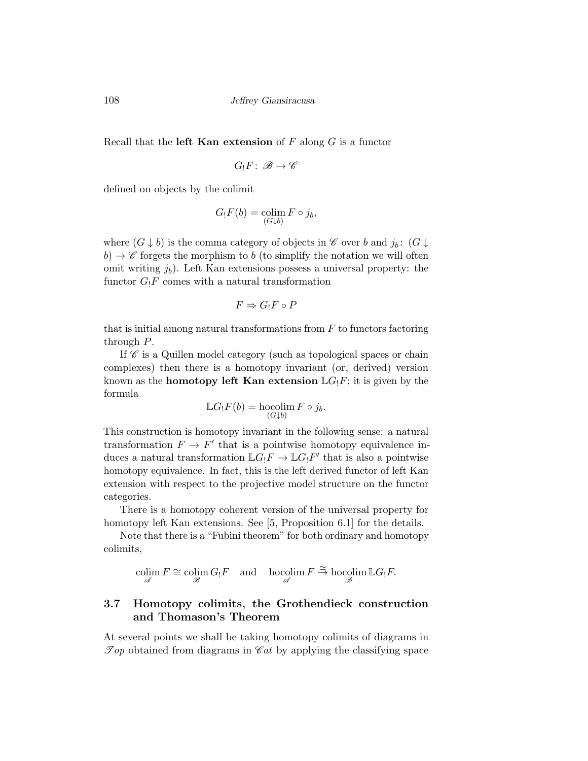Recall that the **left Kan extension** of $F$ along $G$ is a functor

$$G_! F\colon \mathscr{B} \to \mathscr{C}$$

defined on objects by the colimit

$$G_! F(b) = \operatorname*{colim}_{(G \downarrow b)} F \circ j_b,$$

where $(G \downarrow b)$ is the comma category of objects in $\mathscr{C}$ over $b$ and $j_b\colon (G \downarrow b) \to \mathscr{C}$ forgets the morphism to $b$ (to simplify the notation we will often omit writing $j_b$). Left Kan extensions possess a universal property: the functor $G_! F$ comes with a natural transformation

$$F \Rightarrow G_! F \circ P$$

that is initial among natural transformations from $F$ to functors factoring through $P$.

If $\mathscr{C}$ is a Quillen model category (such as topological spaces or chain complexes) then there is a homotopy invariant (or, derived) version known as the **homotopy left Kan extension** $\mathbb{L}G_! F$; it is given by the formula

$$\mathbb{L}G_! F(b) = \operatorname*{hocolim}_{(G \downarrow b)} F \circ j_b.$$

This construction is homotopy invariant in the following sense: a natural transformation $F \to F'$ that is a pointwise homotopy equivalence induces a natural transformation $\mathbb{L}G_! F \to \mathbb{L}G_! F'$ that is also a pointwise homotopy equivalence. In fact, this is the left derived functor of left Kan extension with respect to the projective model structure on the functor categories.

There is a homotopy coherent version of the universal property for homotopy left Kan extensions. See [5, Proposition 6.1] for the details.

Note that there is a "Fubini theorem" for both ordinary and homotopy colimits,

$$\operatorname*{colim}_{\mathscr{A}} F \cong \operatorname*{colim}_{\mathscr{B}} G_! F \quad \text{and} \quad \operatorname*{hocolim}_{\mathscr{A}} F \xrightarrow{\simeq} \operatorname*{hocolim}_{\mathscr{B}} \mathbb{L}G_! F.$$

## 3.7 Homotopy colimits, the Grothendieck construction and Thomason's Theorem

At several points we shall be taking homotopy colimits of diagrams in $\mathscr{T}op$ obtained from diagrams in $\mathscr{C}at$ by applying the classifying space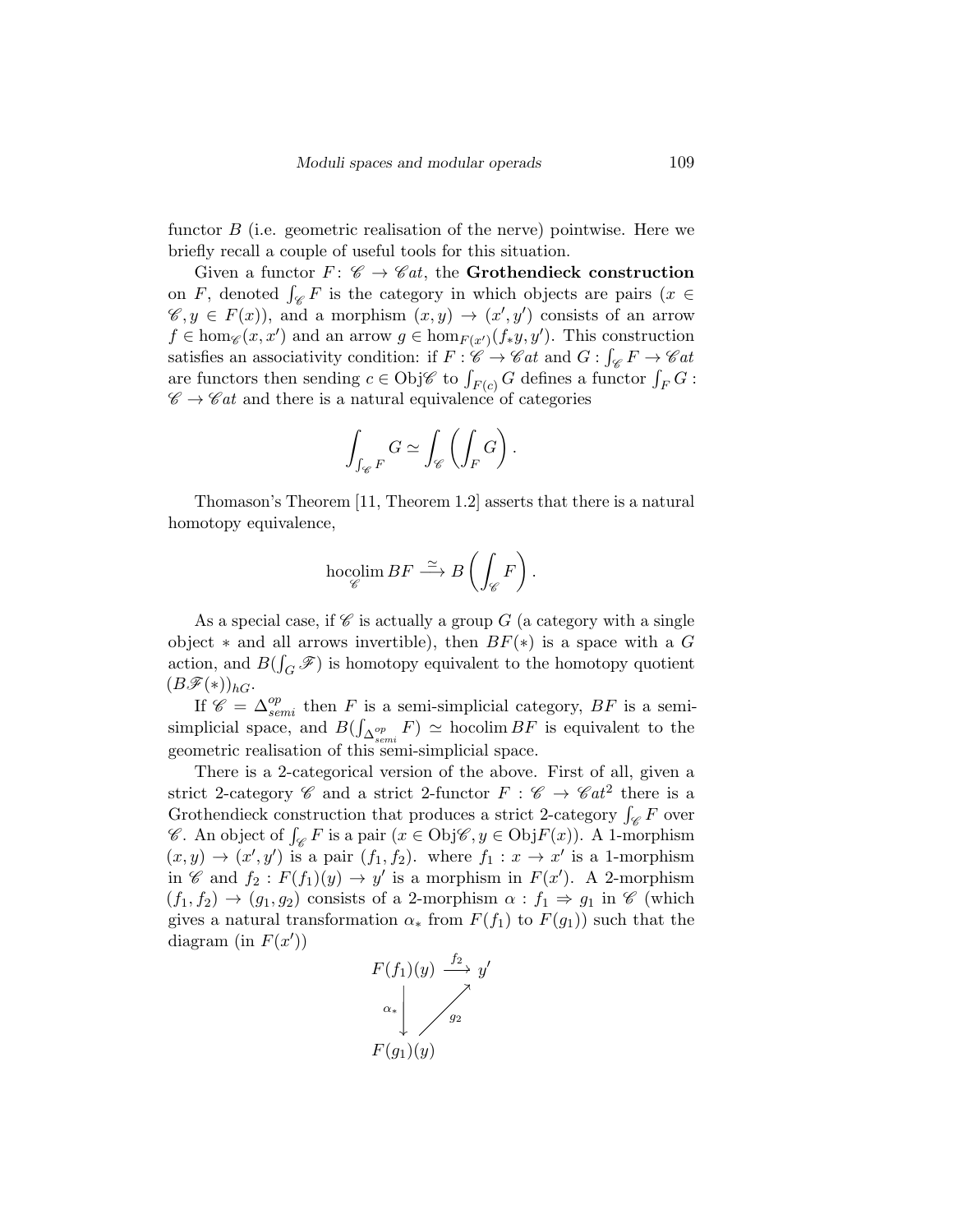functor $B$ (i.e. geometric realisation of the nerve) pointwise. Here we briefly recall a couple of useful tools for this situation.

Given a functor $F\colon \mathscr{C} \to \mathscr{C}at$, the **Grothendieck construction** on $F$, denoted $\int_{\mathscr{C}} F$ is the category in which objects are pairs $(x \in \mathscr{C}, y \in F(x))$, and a morphism $(x, y) \to (x', y')$ consists of an arrow $f \in \hom_{\mathscr{C}}(x, x')$ and an arrow $g \in \hom_{F(x')}(f_* y, y')$. This construction satisfies an associativity condition: if $F : \mathscr{C} \to \mathscr{C}at$ and $G : \int_{\mathscr{C}} F \to \mathscr{C}at$ are functors then sending $c \in \mathrm{Obj}\mathscr{C}$ to $\int_{F(c)} G$ defines a functor $\int_F G : \mathscr{C} \to \mathscr{C}at$ and there is a natural equivalence of categories

$$\int_{\int_{\mathscr{C}} F} G \simeq \int_{\mathscr{C}} \left( \int_F G \right).$$

Thomason's Theorem [11, Theorem 1.2] asserts that there is a natural homotopy equivalence,

$$\operatorname*{hocolim}_{\mathscr{C}} BF \xrightarrow{\simeq} B\left( \int_{\mathscr{C}} F \right).$$

As a special case, if $\mathscr{C}$ is actually a group $G$ (a category with a single object $*$ and all arrows invertible), then $BF(*)$ is a space with a $G$ action, and $B(\int_G \mathscr{F})$ is homotopy equivalent to the homotopy quotient $(B\mathscr{F}(*))_{hG}$.

If $\mathscr{C} = \Delta^{op}_{semi}$ then $F$ is a semi-simplicial category, $BF$ is a semi-simplicial space, and $B(\int_{\Delta^{op}_{semi}} F) \simeq \operatorname{hocolim} BF$ is equivalent to the geometric realisation of this semi-simplicial space.

There is a 2-categorical version of the above. First of all, given a strict 2-category $\mathscr{C}$ and a strict 2-functor $F : \mathscr{C} \to \mathscr{C}at^2$ there is a Grothendieck construction that produces a strict 2-category $\int_{\mathscr{C}} F$ over $\mathscr{C}$. An object of $\int_{\mathscr{C}} F$ is a pair $(x \in \mathrm{Obj}\mathscr{C}, y \in \mathrm{Obj}F(x))$. A 1-morphism $(x, y) \to (x', y')$ is a pair $(f_1, f_2)$. where $f_1 : x \to x'$ is a 1-morphism in $\mathscr{C}$ and $f_2 : F(f_1)(y) \to y'$ is a morphism in $F(x')$. A 2-morphism $(f_1, f_2) \to (g_1, g_2)$ consists of a 2-morphism $\alpha : f_1 \Rightarrow g_1$ in $\mathscr{C}$ (which gives a natural transformation $\alpha_*$ from $F(f_1)$ to $F(g_1)$) such that the diagram (in $F(x')$)

$$\begin{array}{ccc} F(f_1)(y) & \xrightarrow{f_2} & y' \\ {\scriptstyle \alpha_*}\downarrow & \nearrow_{g_2} & \\ F(g_1)(y) & & \end{array}$$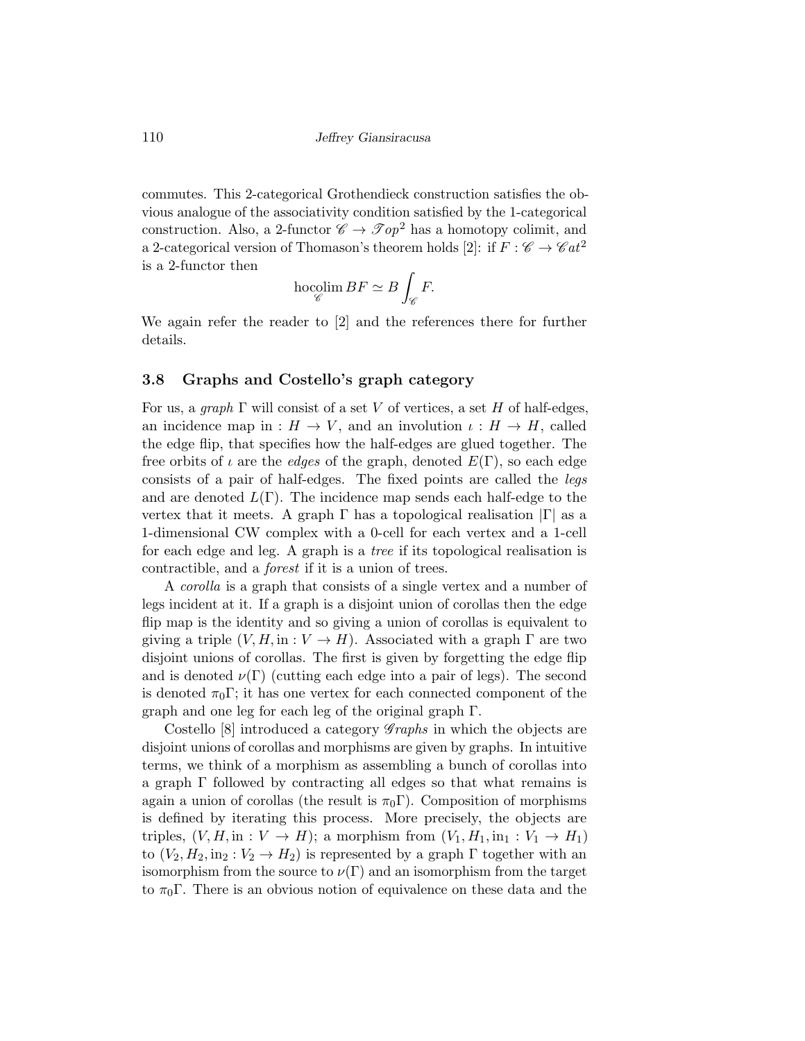commutes. This 2-categorical Grothendieck construction satisfies the obvious analogue of the associativity condition satisfied by the 1-categorical construction. Also, a 2-functor $\mathscr{C} \to \mathscr{T}op^2$ has a homotopy colimit, and a 2-categorical version of Thomason's theorem holds [2]: if $F : \mathscr{C} \to \mathscr{C}at^2$ is a 2-functor then

$$\operatorname*{hocolim}_{\mathscr{C}} BF \simeq B \int_{\mathscr{C}} F.$$

We again refer the reader to [2] and the references there for further details.

### 3.8 Graphs and Costello's graph category

For us, a *graph* $\Gamma$ will consist of a set $V$ of vertices, a set $H$ of half-edges, an incidence map $\mathrm{in} : H \to V$, and an involution $\iota : H \to H$, called the edge flip, that specifies how the half-edges are glued together. The free orbits of $\iota$ are the *edges* of the graph, denoted $E(\Gamma)$, so each edge consists of a pair of half-edges. The fixed points are called the *legs* and are denoted $L(\Gamma)$. The incidence map sends each half-edge to the vertex that it meets. A graph $\Gamma$ has a topological realisation $|\Gamma|$ as a 1-dimensional CW complex with a 0-cell for each vertex and a 1-cell for each edge and leg. A graph is a *tree* if its topological realisation is contractible, and a *forest* if it is a union of trees.

A *corolla* is a graph that consists of a single vertex and a number of legs incident at it. If a graph is a disjoint union of corollas then the edge flip map is the identity and so giving a union of corollas is equivalent to giving a triple $(V, H, \mathrm{in} : V \to H)$. Associated with a graph $\Gamma$ are two disjoint unions of corollas. The first is given by forgetting the edge flip and is denoted $\nu(\Gamma)$ (cutting each edge into a pair of legs). The second is denoted $\pi_0\Gamma$; it has one vertex for each connected component of the graph and one leg for each leg of the original graph $\Gamma$.

Costello [8] introduced a category $\mathscr{G}raphs$ in which the objects are disjoint unions of corollas and morphisms are given by graphs. In intuitive terms, we think of a morphism as assembling a bunch of corollas into a graph $\Gamma$ followed by contracting all edges so that what remains is again a union of corollas (the result is $\pi_0\Gamma$). Composition of morphisms is defined by iterating this process. More precisely, the objects are triples, $(V, H, \mathrm{in} : V \to H)$; a morphism from $(V_1, H_1, \mathrm{in}_1 : V_1 \to H_1)$ to $(V_2, H_2, \mathrm{in}_2 : V_2 \to H_2)$ is represented by a graph $\Gamma$ together with an isomorphism from the source to $\nu(\Gamma)$ and an isomorphism from the target to $\pi_0\Gamma$. There is an obvious notion of equivalence on these data and the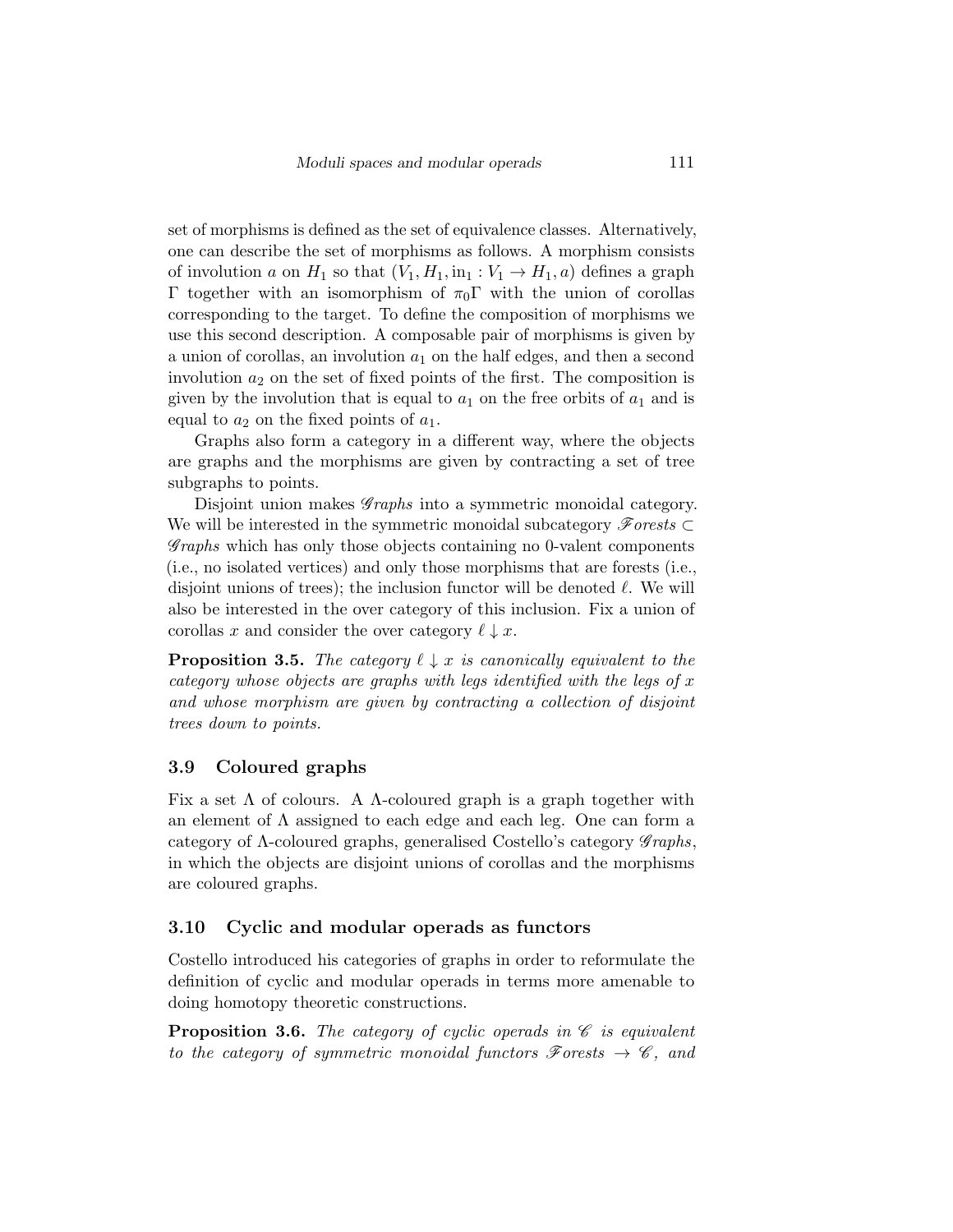set of morphisms is defined as the set of equivalence classes. Alternatively, one can describe the set of morphisms as follows. A morphism consists of involution $a$ on $H_1$ so that $(V_1, H_1, \mathrm{in}_1 : V_1 \to H_1, a)$ defines a graph $\Gamma$ together with an isomorphism of $\pi_0\Gamma$ with the union of corollas corresponding to the target. To define the composition of morphisms we use this second description. A composable pair of morphisms is given by a union of corollas, an involution $a_1$ on the half edges, and then a second involution $a_2$ on the set of fixed points of the first. The composition is given by the involution that is equal to $a_1$ on the free orbits of $a_1$ and is equal to $a_2$ on the fixed points of $a_1$.

Graphs also form a category in a different way, where the objects are graphs and the morphisms are given by contracting a set of tree subgraphs to points.

Disjoint union makes $\mathscr{G}raphs$ into a symmetric monoidal category. We will be interested in the symmetric monoidal subcategory $\mathscr{F}orests \subset \mathscr{G}raphs$ which has only those objects containing no 0-valent components (i.e., no isolated vertices) and only those morphisms that are forests (i.e., disjoint unions of trees); the inclusion functor will be denoted $\ell$. We will also be interested in the over category of this inclusion. Fix a union of corollas $x$ and consider the over category $\ell \downarrow x$.

**Proposition 3.5.** *The category $\ell \downarrow x$ is canonically equivalent to the category whose objects are graphs with legs identified with the legs of $x$ and whose morphism are given by contracting a collection of disjoint trees down to points.*

## 3.9 Coloured graphs

Fix a set $\Lambda$ of colours. A $\Lambda$-coloured graph is a graph together with an element of $\Lambda$ assigned to each edge and each leg. One can form a category of $\Lambda$-coloured graphs, generalised Costello's category $\mathscr{G}raphs$, in which the objects are disjoint unions of corollas and the morphisms are coloured graphs.

## 3.10 Cyclic and modular operads as functors

Costello introduced his categories of graphs in order to reformulate the definition of cyclic and modular operads in terms more amenable to doing homotopy theoretic constructions.

**Proposition 3.6.** *The category of cyclic operads in $\mathscr{C}$ is equivalent to the category of symmetric monoidal functors $\mathscr{F}orests \to \mathscr{C}$, and*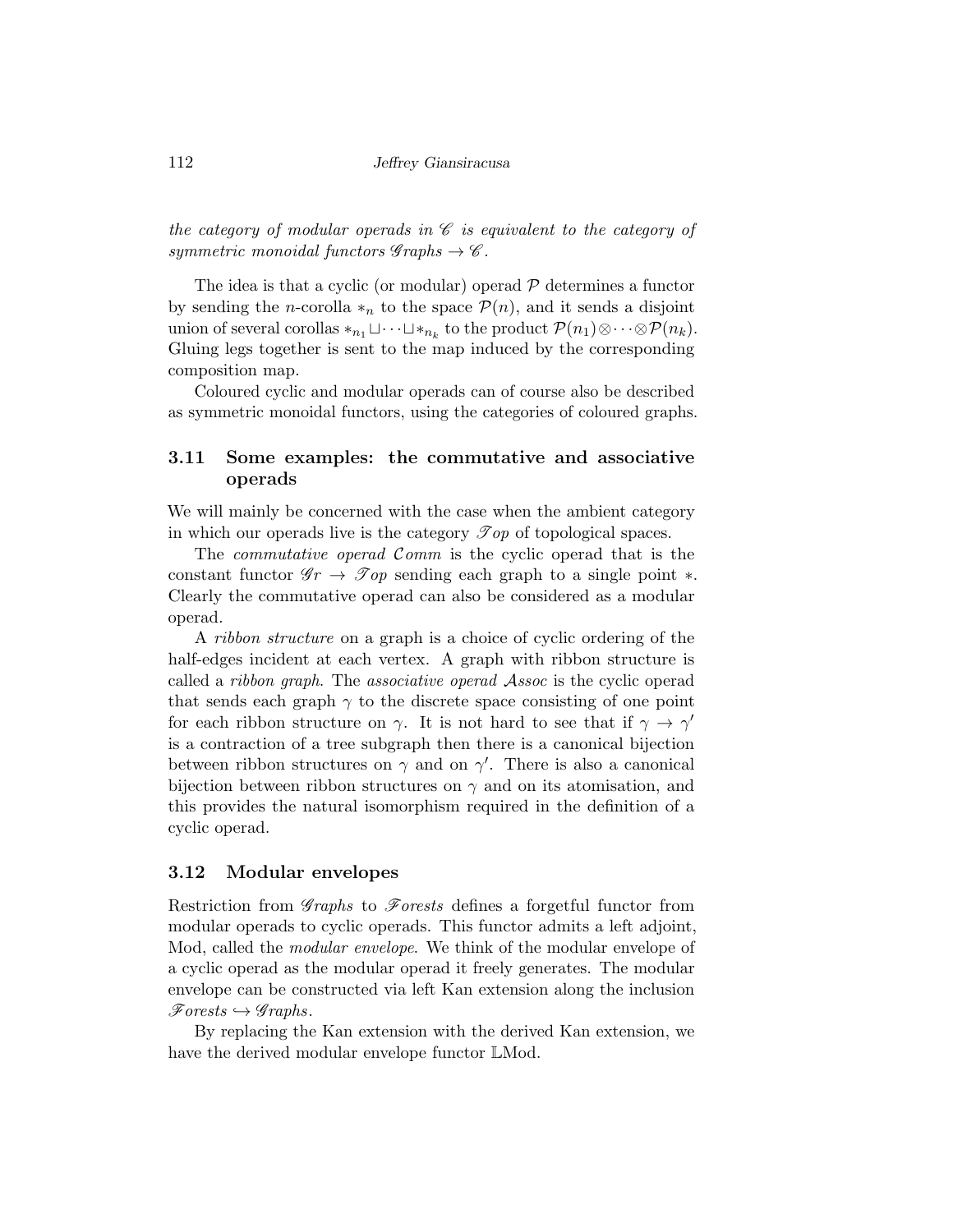*the category of modular operads in $\mathscr{C}$ is equivalent to the category of symmetric monoidal functors $\mathscr{G}raphs \to \mathscr{C}$.*

The idea is that a cyclic (or modular) operad $\mathcal{P}$ determines a functor by sending the $n$-corolla $*_n$ to the space $\mathcal{P}(n)$, and it sends a disjoint union of several corollas $*_{n_1} \sqcup \cdots \sqcup *_{n_k}$ to the product $\mathcal{P}(n_1) \otimes \cdots \otimes \mathcal{P}(n_k)$. Gluing legs together is sent to the map induced by the corresponding composition map.

Coloured cyclic and modular operads can of course also be described as symmetric monoidal functors, using the categories of coloured graphs.

### 3.11 Some examples: the commutative and associative operads

We will mainly be concerned with the case when the ambient category in which our operads live is the category $\mathscr{T}op$ of topological spaces.

The *commutative operad* $\mathcal{C}omm$ is the cyclic operad that is the constant functor $\mathscr{G}r \to \mathscr{T}op$ sending each graph to a single point $*$. Clearly the commutative operad can also be considered as a modular operad.

A *ribbon structure* on a graph is a choice of cyclic ordering of the half-edges incident at each vertex. A graph with ribbon structure is called a *ribbon graph*. The *associative operad* $\mathcal{A}ssoc$ is the cyclic operad that sends each graph $\gamma$ to the discrete space consisting of one point for each ribbon structure on $\gamma$. It is not hard to see that if $\gamma \to \gamma'$ is a contraction of a tree subgraph then there is a canonical bijection between ribbon structures on $\gamma$ and on $\gamma'$. There is also a canonical bijection between ribbon structures on $\gamma$ and on its atomisation, and this provides the natural isomorphism required in the definition of a cyclic operad.

### 3.12 Modular envelopes

Restriction from $\mathscr{G}raphs$ to $\mathscr{F}orests$ defines a forgetful functor from modular operads to cyclic operads. This functor admits a left adjoint, Mod, called the *modular envelope*. We think of the modular envelope of a cyclic operad as the modular operad it freely generates. The modular envelope can be constructed via left Kan extension along the inclusion $\mathscr{F}orests \hookrightarrow \mathscr{G}raphs$.

By replacing the Kan extension with the derived Kan extension, we have the derived modular envelope functor $\mathbb{L}\mathrm{Mod}$.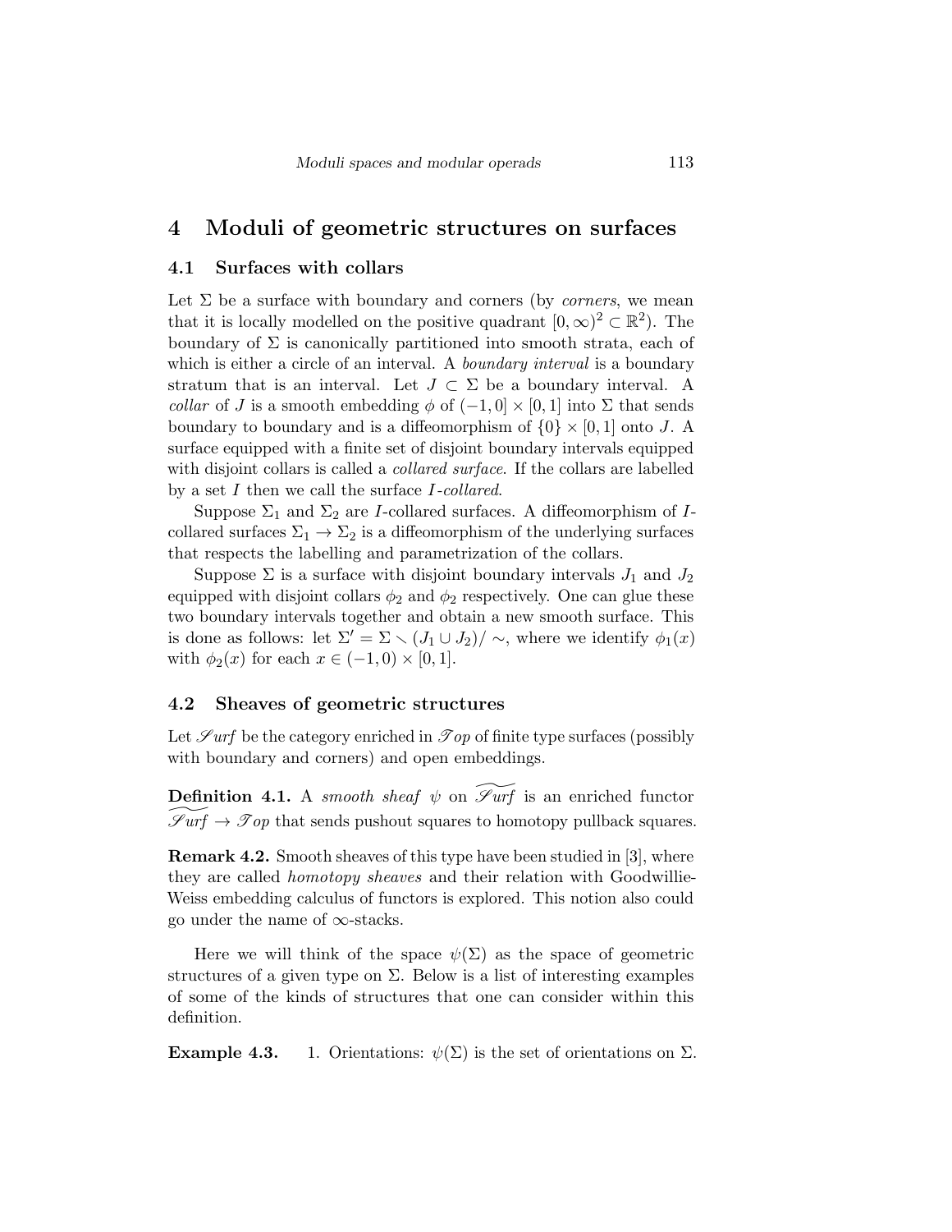# 4 Moduli of geometric structures on surfaces

## 4.1 Surfaces with collars

Let $\Sigma$ be a surface with boundary and corners (by *corners*, we mean that it is locally modelled on the positive quadrant $[0,\infty)^2 \subset \mathbb{R}^2$). The boundary of $\Sigma$ is canonically partitioned into smooth strata, each of which is either a circle of an interval. A *boundary interval* is a boundary stratum that is an interval. Let $J \subset \Sigma$ be a boundary interval. A *collar* of $J$ is a smooth embedding $\phi$ of $(-1,0] \times [0,1]$ into $\Sigma$ that sends boundary to boundary and is a diffeomorphism of $\{0\} \times [0,1]$ onto $J$. A surface equipped with a finite set of disjoint boundary intervals equipped with disjoint collars is called a *collared surface*. If the collars are labelled by a set $I$ then we call the surface $I$*-collared*.

Suppose $\Sigma_1$ and $\Sigma_2$ are $I$-collared surfaces. A diffeomorphism of $I$-collared surfaces $\Sigma_1 \to \Sigma_2$ is a diffeomorphism of the underlying surfaces that respects the labelling and parametrization of the collars.

Suppose $\Sigma$ is a surface with disjoint boundary intervals $J_1$ and $J_2$ equipped with disjoint collars $\phi_2$ and $\phi_2$ respectively. One can glue these two boundary intervals together and obtain a new smooth surface. This is done as follows: let $\Sigma' = \Sigma \smallsetminus (J_1 \cup J_2)/\sim$, where we identify $\phi_1(x)$ with $\phi_2(x)$ for each $x \in (-1,0) \times [0,1]$.

## 4.2 Sheaves of geometric structures

Let $\mathscr{S}urf$ be the category enriched in $\mathscr{T}op$ of finite type surfaces (possibly with boundary and corners) and open embeddings.

**Definition 4.1.** A *smooth sheaf* $\psi$ on $\widetilde{\mathscr{S}urf}$ is an enriched functor $\widetilde{\mathscr{S}urf} \to \mathscr{T}op$ that sends pushout squares to homotopy pullback squares.

**Remark 4.2.** Smooth sheaves of this type have been studied in [3], where they are called *homotopy sheaves* and their relation with Goodwillie-Weiss embedding calculus of functors is explored. This notion also could go under the name of $\infty$-stacks.

Here we will think of the space $\psi(\Sigma)$ as the space of geometric structures of a given type on $\Sigma$. Below is a list of interesting examples of some of the kinds of structures that one can consider within this definition.

**Example 4.3.**

1. Orientations: $\psi(\Sigma)$ is the set of orientations on $\Sigma$.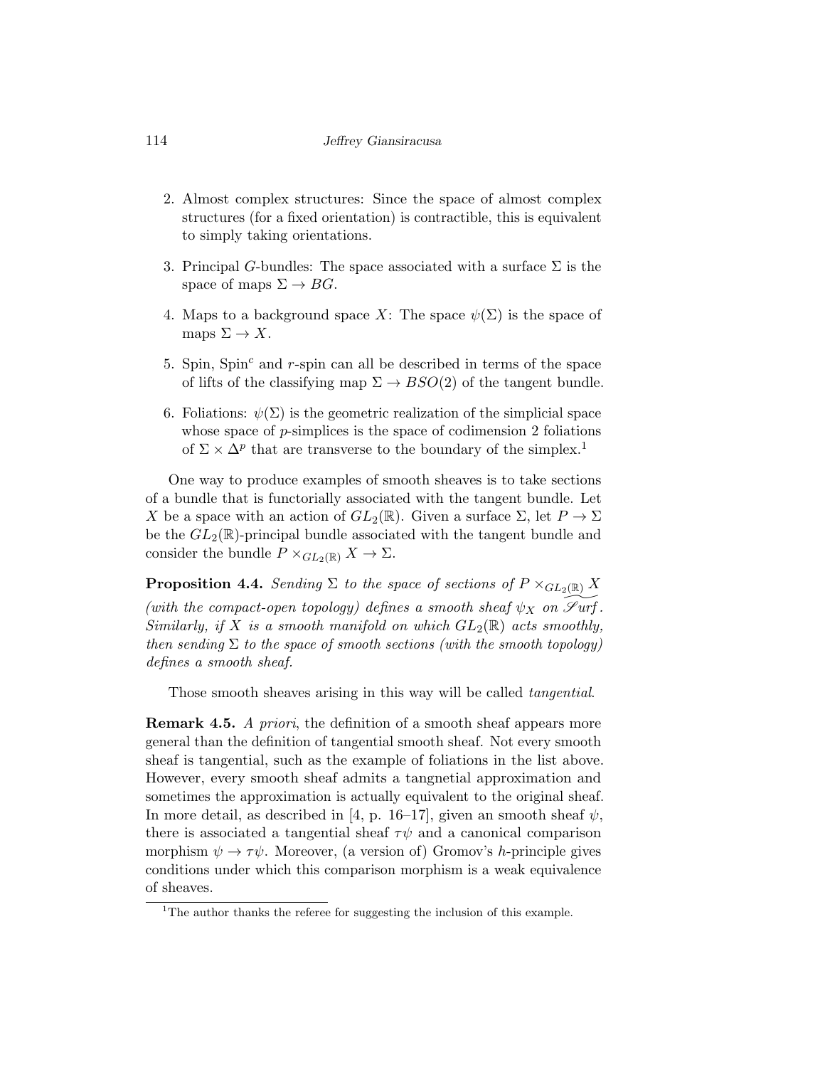2. Almost complex structures: Since the space of almost complex structures (for a fixed orientation) is contractible, this is equivalent to simply taking orientations.

3. Principal $G$-bundles: The space associated with a surface $\Sigma$ is the space of maps $\Sigma \to BG$.

4. Maps to a background space $X$: The space $\psi(\Sigma)$ is the space of maps $\Sigma \to X$.

5. Spin, Spin$^c$ and $r$-spin can all be described in terms of the space of lifts of the classifying map $\Sigma \to BSO(2)$ of the tangent bundle.

6. Foliations: $\psi(\Sigma)$ is the geometric realization of the simplicial space whose space of $p$-simplices is the space of codimension 2 foliations of $\Sigma \times \Delta^p$ that are transverse to the boundary of the simplex.[1]

One way to produce examples of smooth sheaves is to take sections of a bundle that is functorially associated with the tangent bundle. Let $X$ be a space with an action of $GL_2(\mathbb{R})$. Given a surface $\Sigma$, let $P \to \Sigma$ be the $GL_2(\mathbb{R})$-principal bundle associated with the tangent bundle and consider the bundle $P \times_{GL_2(\mathbb{R})} X \to \Sigma$.

**Proposition 4.4.** *Sending $\Sigma$ to the space of sections of $P \times_{GL_2(\mathbb{R})} X$ (with the compact-open topology) defines a smooth sheaf $\psi_X$ on $\widetilde{\mathscr{S}urf}$. Similarly, if $X$ is a smooth manifold on which $GL_2(\mathbb{R})$ acts smoothly, then sending $\Sigma$ to the space of smooth sections (with the smooth topology) defines a smooth sheaf.*

Those smooth sheaves arising in this way will be called *tangential*.

**Remark 4.5.** *A priori*, the definition of a smooth sheaf appears more general than the definition of tangential smooth sheaf. Not every smooth sheaf is tangential, such as the example of foliations in the list above. However, every smooth sheaf admits a tangnetial approximation and sometimes the approximation is actually equivalent to the original sheaf. In more detail, as described in [4, p. 16–17], given an smooth sheaf $\psi$, there is associated a tangential sheaf $\tau\psi$ and a canonical comparison morphism $\psi \to \tau\psi$. Moreover, (a version of) Gromov's $h$-principle gives conditions under which this comparison morphism is a weak equivalence of sheaves.

[1] The author thanks the referee for suggesting the inclusion of this example.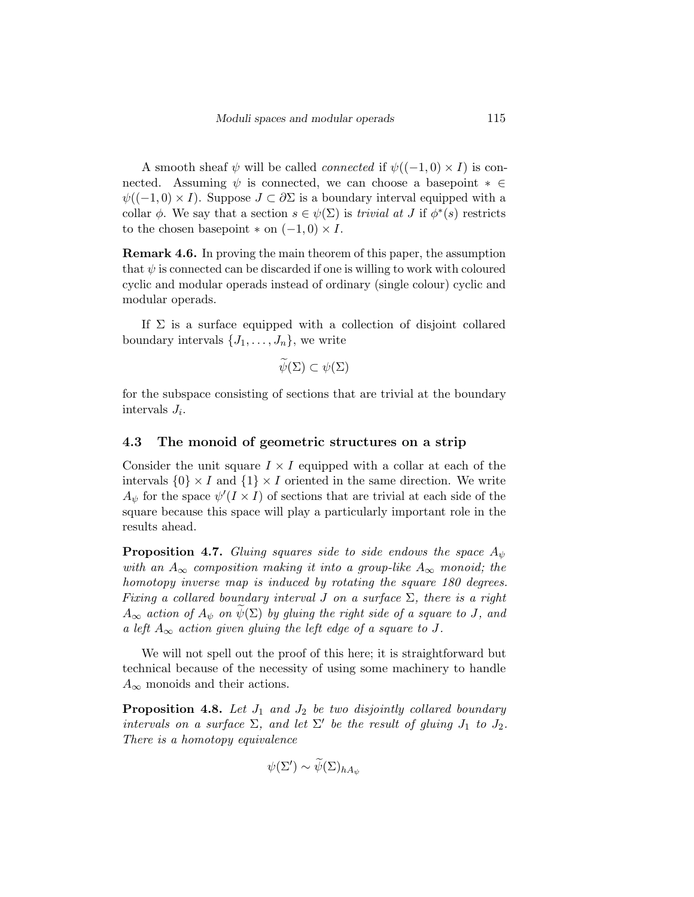A smooth sheaf $\psi$ will be called *connected* if $\psi((-1,0)\times I)$ is connected. Assuming $\psi$ is connected, we can choose a basepoint $* \in \psi((-1,0)\times I)$. Suppose $J \subset \partial\Sigma$ is a boundary interval equipped with a collar $\phi$. We say that a section $s \in \psi(\Sigma)$ is *trivial at* $J$ if $\phi^*(s)$ restricts to the chosen basepoint $*$ on $(-1,0)\times I$.

**Remark 4.6.** In proving the main theorem of this paper, the assumption that $\psi$ is connected can be discarded if one is willing to work with coloured cyclic and modular operads instead of ordinary (single colour) cyclic and modular operads.

If $\Sigma$ is a surface equipped with a collection of disjoint collared boundary intervals $\{J_1, \ldots, J_n\}$, we write

$$\widetilde{\psi}(\Sigma) \subset \psi(\Sigma)$$

for the subspace consisting of sections that are trivial at the boundary intervals $J_i$.

### 4.3 The monoid of geometric structures on a strip

Consider the unit square $I \times I$ equipped with a collar at each of the intervals $\{0\}\times I$ and $\{1\}\times I$ oriented in the same direction. We write $A_\psi$ for the space $\psi'(I\times I)$ of sections that are trivial at each side of the square because this space will play a particularly important role in the results ahead.

**Proposition 4.7.** *Gluing squares side to side endows the space $A_\psi$ with an $A_\infty$ composition making it into a group-like $A_\infty$ monoid; the homotopy inverse map is induced by rotating the square 180 degrees. Fixing a collared boundary interval $J$ on a surface $\Sigma$, there is a right $A_\infty$ action of $A_\psi$ on $\widetilde{\psi}(\Sigma)$ by gluing the right side of a square to $J$, and a left $A_\infty$ action given gluing the left edge of a square to $J$.*

We will not spell out the proof of this here; it is straightforward but technical because of the necessity of using some machinery to handle $A_\infty$ monoids and their actions.

**Proposition 4.8.** *Let $J_1$ and $J_2$ be two disjointly collared boundary intervals on a surface $\Sigma$, and let $\Sigma'$ be the result of gluing $J_1$ to $J_2$. There is a homotopy equivalence*

$$\psi(\Sigma') \sim \widetilde{\psi}(\Sigma)_{hA_\psi}$$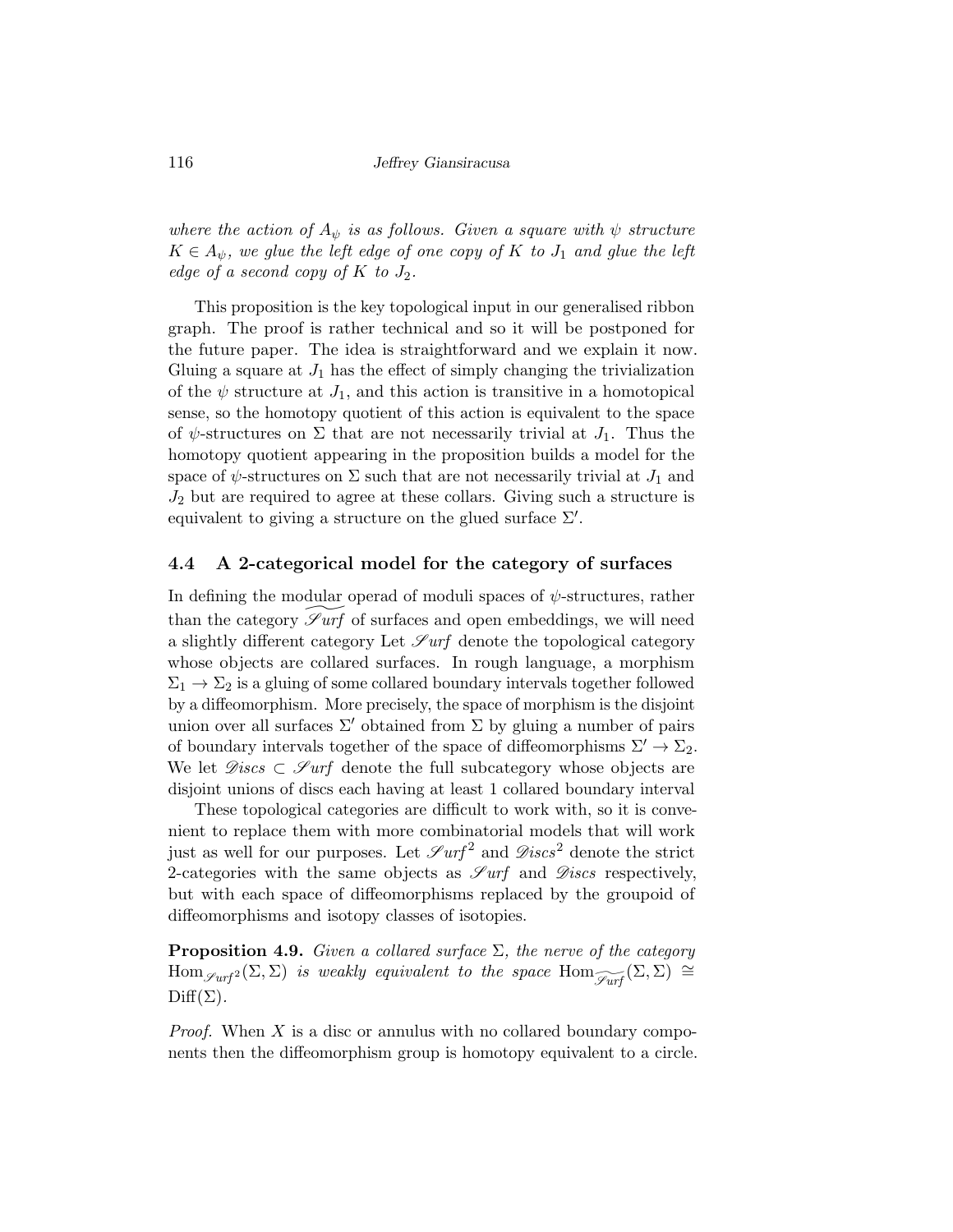*where the action of $A_\psi$ is as follows. Given a square with $\psi$ structure $K \in A_\psi$, we glue the left edge of one copy of $K$ to $J_1$ and glue the left edge of a second copy of $K$ to $J_2$.*

This proposition is the key topological input in our generalised ribbon graph. The proof is rather technical and so it will be postponed for the future paper. The idea is straightforward and we explain it now. Gluing a square at $J_1$ has the effect of simply changing the trivialization of the $\psi$ structure at $J_1$, and this action is transitive in a homotopical sense, so the homotopy quotient of this action is equivalent to the space of $\psi$-structures on $\Sigma$ that are not necessarily trivial at $J_1$. Thus the homotopy quotient appearing in the proposition builds a model for the space of $\psi$-structures on $\Sigma$ such that are not necessarily trivial at $J_1$ and $J_2$ but are required to agree at these collars. Giving such a structure is equivalent to giving a structure on the glued surface $\Sigma'$.

### 4.4 A 2-categorical model for the category of surfaces

In defining the modular operad of moduli spaces of $\psi$-structures, rather than the category $\widetilde{\mathscr{S}urf}$ of surfaces and open embeddings, we will need a slightly different category Let $\mathscr{S}urf$ denote the topological category whose objects are collared surfaces. In rough language, a morphism $\Sigma_1 \to \Sigma_2$ is a gluing of some collared boundary intervals together followed by a diffeomorphism. More precisely, the space of morphism is the disjoint union over all surfaces $\Sigma'$ obtained from $\Sigma$ by gluing a number of pairs of boundary intervals together of the space of diffeomorphisms $\Sigma' \to \Sigma_2$. We let $\mathscr{D}iscs \subset \mathscr{S}urf$ denote the full subcategory whose objects are disjoint unions of discs each having at least 1 collared boundary interval

These topological categories are difficult to work with, so it is convenient to replace them with more combinatorial models that will work just as well for our purposes. Let $\mathscr{S}urf^2$ and $\mathscr{D}iscs^2$ denote the strict 2-categories with the same objects as $\mathscr{S}urf$ and $\mathscr{D}iscs$ respectively, but with each space of diffeomorphisms replaced by the groupoid of diffeomorphisms and isotopy classes of isotopies.

**Proposition 4.9.** *Given a collared surface $\Sigma$, the nerve of the category $\mathrm{Hom}_{\mathscr{S}urf^2}(\Sigma, \Sigma)$ is weakly equivalent to the space $\mathrm{Hom}_{\widetilde{\mathscr{S}urf}}(\Sigma, \Sigma) \cong \mathrm{Diff}(\Sigma)$.*

*Proof.* When $X$ is a disc or annulus with no collared boundary components then the diffeomorphism group is homotopy equivalent to a circle.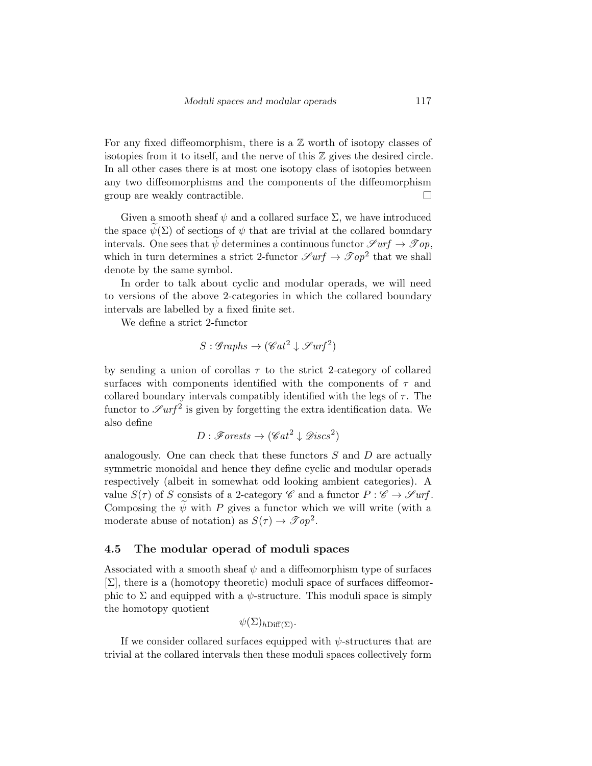For any fixed diffeomorphism, there is a $\mathbb{Z}$ worth of isotopy classes of isotopies from it to itself, and the nerve of this $\mathbb{Z}$ gives the desired circle. In all other cases there is at most one isotopy class of isotopies between any two diffeomorphisms and the components of the diffeomorphism group are weakly contractible. $\square$

Given a smooth sheaf $\psi$ and a collared surface $\Sigma$, we have introduced the space $\widetilde{\psi}(\Sigma)$ of sections of $\psi$ that are trivial at the collared boundary intervals. One sees that $\widetilde{\psi}$ determines a continuous functor $\mathscr{S}urf \to \mathscr{T}op$, which in turn determines a strict 2-functor $\mathscr{S}urf \to \mathscr{T}op^2$ that we shall denote by the same symbol.

In order to talk about cyclic and modular operads, we will need to versions of the above 2-categories in which the collared boundary intervals are labelled by a fixed finite set.

We define a strict 2-functor

$$S : \mathscr{G}raphs \to (\mathscr{C}at^2 \downarrow \mathscr{S}urf^2)$$

by sending a union of corollas $\tau$ to the strict 2-category of collared surfaces with components identified with the components of $\tau$ and collared boundary intervals compatibly identified with the legs of $\tau$. The functor to $\mathscr{S}urf^2$ is given by forgetting the extra identification data. We also define

$$D : \mathscr{F}orests \to (\mathscr{C}at^2 \downarrow \mathscr{D}iscs^2)$$

analogously. One can check that these functors $S$ and $D$ are actually symmetric monoidal and hence they define cyclic and modular operads respectively (albeit in somewhat odd looking ambient categories). A value $S(\tau)$ of $S$ consists of a 2-category $\mathscr{C}$ and a functor $P : \mathscr{C} \to \mathscr{S}urf$. Composing the $\widetilde{\psi}$ with $P$ gives a functor which we will write (with a moderate abuse of notation) as $S(\tau) \to \mathscr{T}op^2$.

### 4.5 The modular operad of moduli spaces

Associated with a smooth sheaf $\psi$ and a diffeomorphism type of surfaces $[\Sigma]$, there is a (homotopy theoretic) moduli space of surfaces diffeomorphic to $\Sigma$ and equipped with a $\psi$-structure. This moduli space is simply the homotopy quotient

$$\psi(\Sigma)_{h\mathrm{Diff}(\Sigma)}.$$

If we consider collared surfaces equipped with $\psi$-structures that are trivial at the collared intervals then these moduli spaces collectively form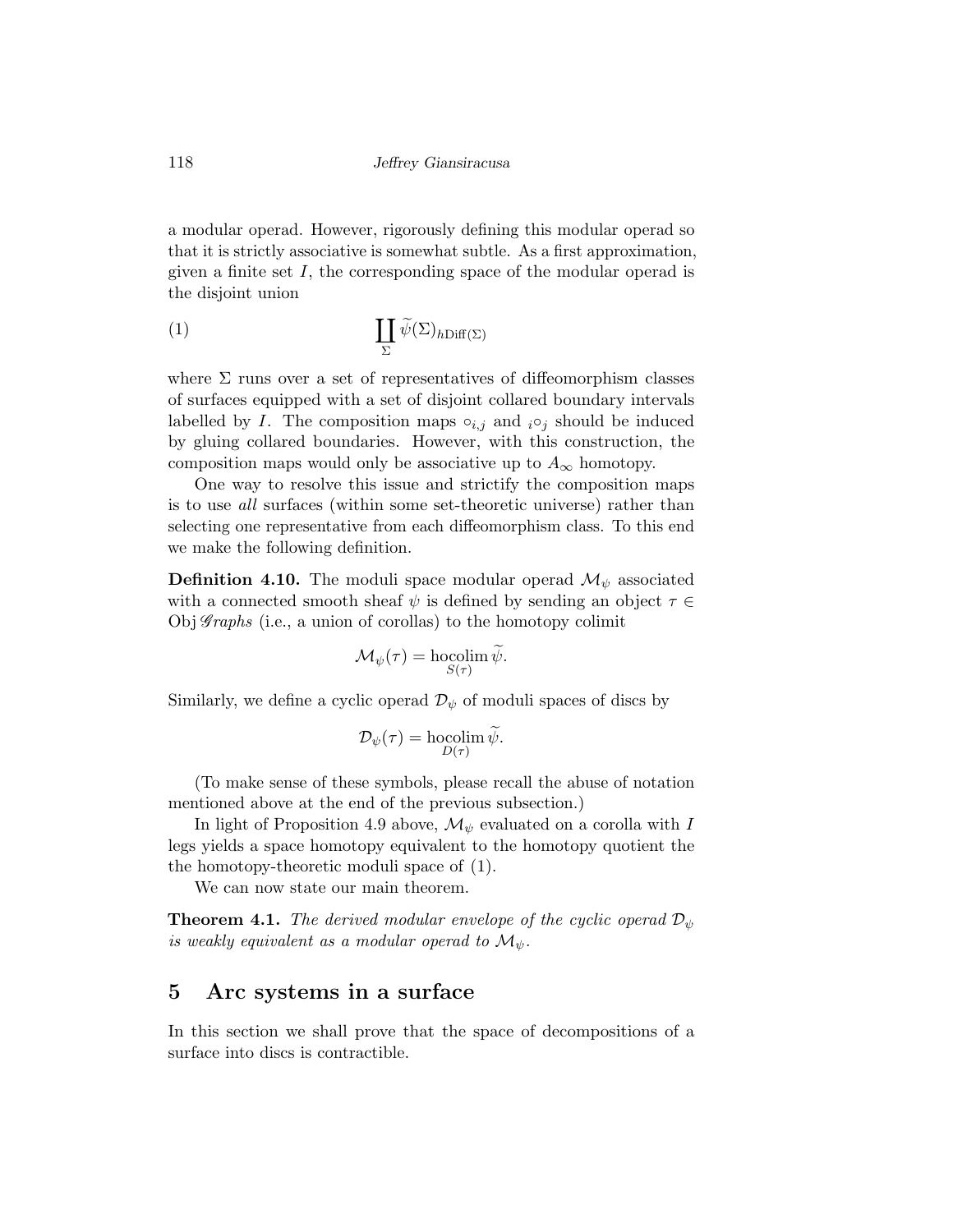a modular operad. However, rigorously defining this modular operad so that it is strictly associative is somewhat subtle. As a first approximation, given a finite set $I$, the corresponding space of the modular operad is the disjoint union

$$\coprod_{\Sigma} \widetilde{\psi}(\Sigma)_{h\mathrm{Diff}(\Sigma)} \tag{1}$$

where $\Sigma$ runs over a set of representatives of diffeomorphism classes of surfaces equipped with a set of disjoint collared boundary intervals labelled by $I$. The composition maps $\circ_{i,j}$ and ${}_i\circ_j$ should be induced by gluing collared boundaries. However, with this construction, the composition maps would only be associative up to $A_\infty$ homotopy.

One way to resolve this issue and strictify the composition maps is to use *all* surfaces (within some set-theoretic universe) rather than selecting one representative from each diffeomorphism class. To this end we make the following definition.

**Definition 4.10.** The moduli space modular operad $\mathcal{M}_\psi$ associated with a connected smooth sheaf $\psi$ is defined by sending an object $\tau \in \mathrm{Obj}\,\mathscr{G}raphs$ (i.e., a union of corollas) to the homotopy colimit

$$\mathcal{M}_\psi(\tau) = \operatorname*{hocolim}_{S(\tau)} \widetilde{\psi}.$$

Similarly, we define a cyclic operad $\mathcal{D}_\psi$ of moduli spaces of discs by

$$\mathcal{D}_\psi(\tau) = \operatorname*{hocolim}_{D(\tau)} \widetilde{\psi}.$$

(To make sense of these symbols, please recall the abuse of notation mentioned above at the end of the previous subsection.)

In light of Proposition 4.9 above, $\mathcal{M}_\psi$ evaluated on a corolla with $I$ legs yields a space homotopy equivalent to the homotopy quotient the the homotopy-theoretic moduli space of (1).

We can now state our main theorem.

**Theorem 4.1.** *The derived modular envelope of the cyclic operad $\mathcal{D}_\psi$ is weakly equivalent as a modular operad to $\mathcal{M}_\psi$.*

## 5 Arc systems in a surface

In this section we shall prove that the space of decompositions of a surface into discs is contractible.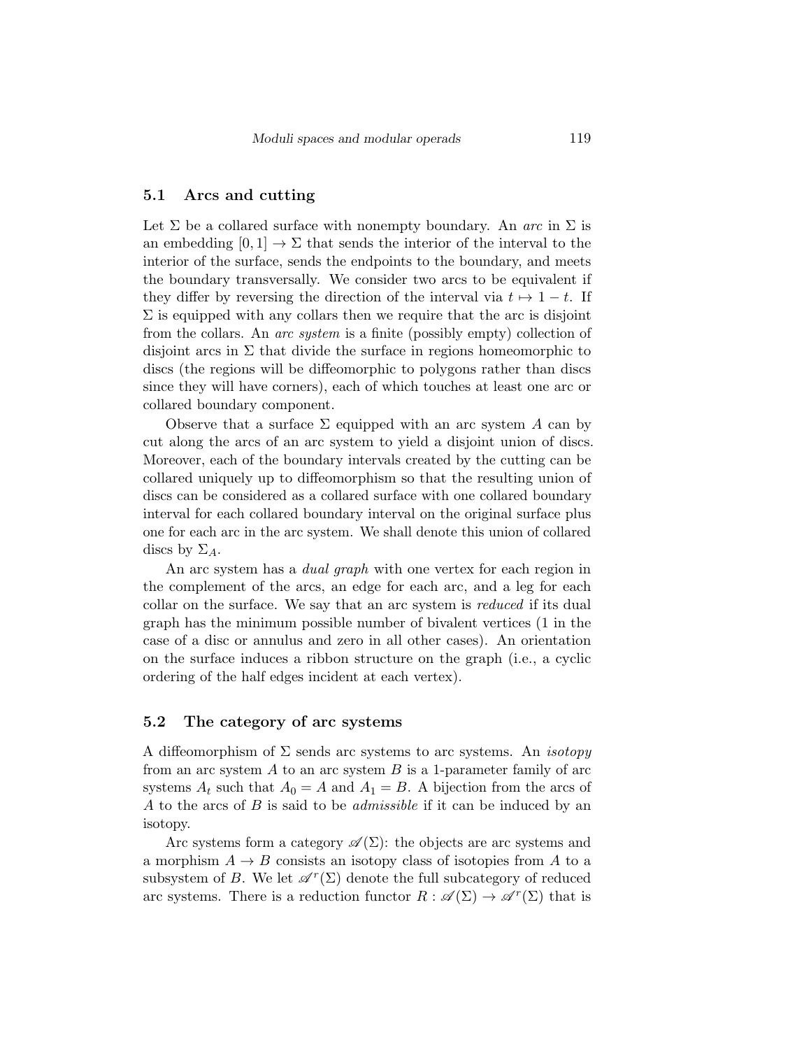## 5.1 Arcs and cutting

Let $\Sigma$ be a collared surface with nonempty boundary. An *arc* in $\Sigma$ is an embedding $[0,1] \to \Sigma$ that sends the interior of the interval to the interior of the surface, sends the endpoints to the boundary, and meets the boundary transversally. We consider two arcs to be equivalent if they differ by reversing the direction of the interval via $t \mapsto 1-t$. If $\Sigma$ is equipped with any collars then we require that the arc is disjoint from the collars. An *arc system* is a finite (possibly empty) collection of disjoint arcs in $\Sigma$ that divide the surface in regions homeomorphic to discs (the regions will be diffeomorphic to polygons rather than discs since they will have corners), each of which touches at least one arc or collared boundary component.

Observe that a surface $\Sigma$ equipped with an arc system $A$ can by cut along the arcs of an arc system to yield a disjoint union of discs. Moreover, each of the boundary intervals created by the cutting can be collared uniquely up to diffeomorphism so that the resulting union of discs can be considered as a collared surface with one collared boundary interval for each collared boundary interval on the original surface plus one for each arc in the arc system. We shall denote this union of collared discs by $\Sigma_A$.

An arc system has a *dual graph* with one vertex for each region in the complement of the arcs, an edge for each arc, and a leg for each collar on the surface. We say that an arc system is *reduced* if its dual graph has the minimum possible number of bivalent vertices (1 in the case of a disc or annulus and zero in all other cases). An orientation on the surface induces a ribbon structure on the graph (i.e., a cyclic ordering of the half edges incident at each vertex).

## 5.2 The category of arc systems

A diffeomorphism of $\Sigma$ sends arc systems to arc systems. An *isotopy* from an arc system $A$ to an arc system $B$ is a 1-parameter family of arc systems $A_t$ such that $A_0 = A$ and $A_1 = B$. A bijection from the arcs of $A$ to the arcs of $B$ is said to be *admissible* if it can be induced by an isotopy.

Arc systems form a category $\mathscr{A}(\Sigma)$: the objects are arc systems and a morphism $A \to B$ consists an isotopy class of isotopies from $A$ to a subsystem of $B$. We let $\mathscr{A}^r(\Sigma)$ denote the full subcategory of reduced arc systems. There is a reduction functor $R : \mathscr{A}(\Sigma) \to \mathscr{A}^r(\Sigma)$ that is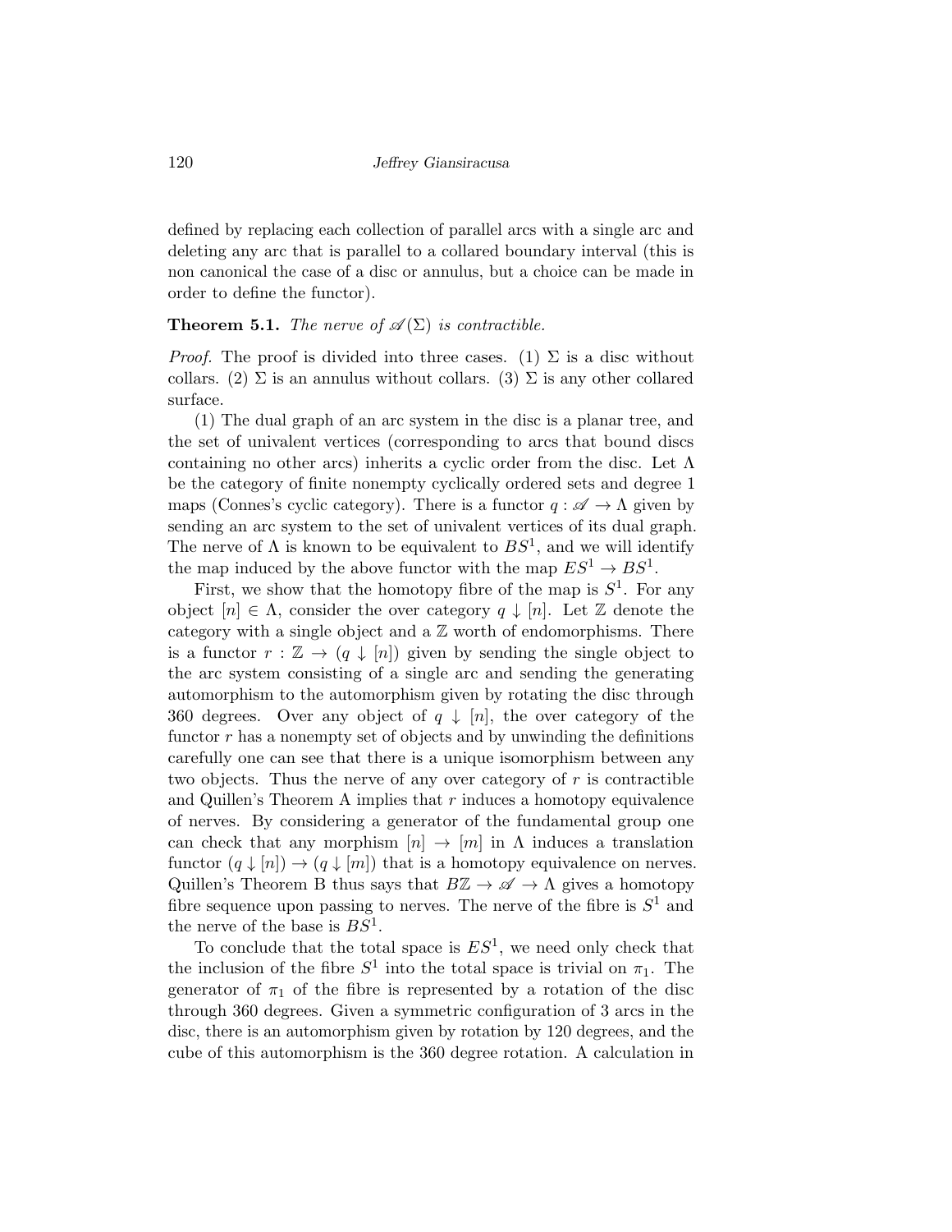defined by replacing each collection of parallel arcs with a single arc and deleting any arc that is parallel to a collared boundary interval (this is non canonical the case of a disc or annulus, but a choice can be made in order to define the functor).

**Theorem 5.1.** *The nerve of $\mathscr{A}(\Sigma)$ is contractible.*

*Proof.* The proof is divided into three cases. (1) $\Sigma$ is a disc without collars. (2) $\Sigma$ is an annulus without collars. (3) $\Sigma$ is any other collared surface.

(1) The dual graph of an arc system in the disc is a planar tree, and the set of univalent vertices (corresponding to arcs that bound discs containing no other arcs) inherits a cyclic order from the disc. Let $\Lambda$ be the category of finite nonempty cyclically ordered sets and degree 1 maps (Connes's cyclic category). There is a functor $q : \mathscr{A} \to \Lambda$ given by sending an arc system to the set of univalent vertices of its dual graph. The nerve of $\Lambda$ is known to be equivalent to $BS^1$, and we will identify the map induced by the above functor with the map $ES^1 \to BS^1$.

First, we show that the homotopy fibre of the map is $S^1$. For any object $[n] \in \Lambda$, consider the over category $q \downarrow [n]$. Let $\mathbb{Z}$ denote the category with a single object and a $\mathbb{Z}$ worth of endomorphisms. There is a functor $r : \mathbb{Z} \to (q \downarrow [n])$ given by sending the single object to the arc system consisting of a single arc and sending the generating automorphism to the automorphism given by rotating the disc through 360 degrees. Over any object of $q \downarrow [n]$, the over category of the functor $r$ has a nonempty set of objects and by unwinding the definitions carefully one can see that there is a unique isomorphism between any two objects. Thus the nerve of any over category of $r$ is contractible and Quillen's Theorem A implies that $r$ induces a homotopy equivalence of nerves. By considering a generator of the fundamental group one can check that any morphism $[n] \to [m]$ in $\Lambda$ induces a translation functor $(q \downarrow [n]) \to (q \downarrow [m])$ that is a homotopy equivalence on nerves. Quillen's Theorem B thus says that $B\mathbb{Z} \to \mathscr{A} \to \Lambda$ gives a homotopy fibre sequence upon passing to nerves. The nerve of the fibre is $S^1$ and the nerve of the base is $BS^1$.

To conclude that the total space is $ES^1$, we need only check that the inclusion of the fibre $S^1$ into the total space is trivial on $\pi_1$. The generator of $\pi_1$ of the fibre is represented by a rotation of the disc through 360 degrees. Given a symmetric configuration of 3 arcs in the disc, there is an automorphism given by rotation by 120 degrees, and the cube of this automorphism is the 360 degree rotation. A calculation in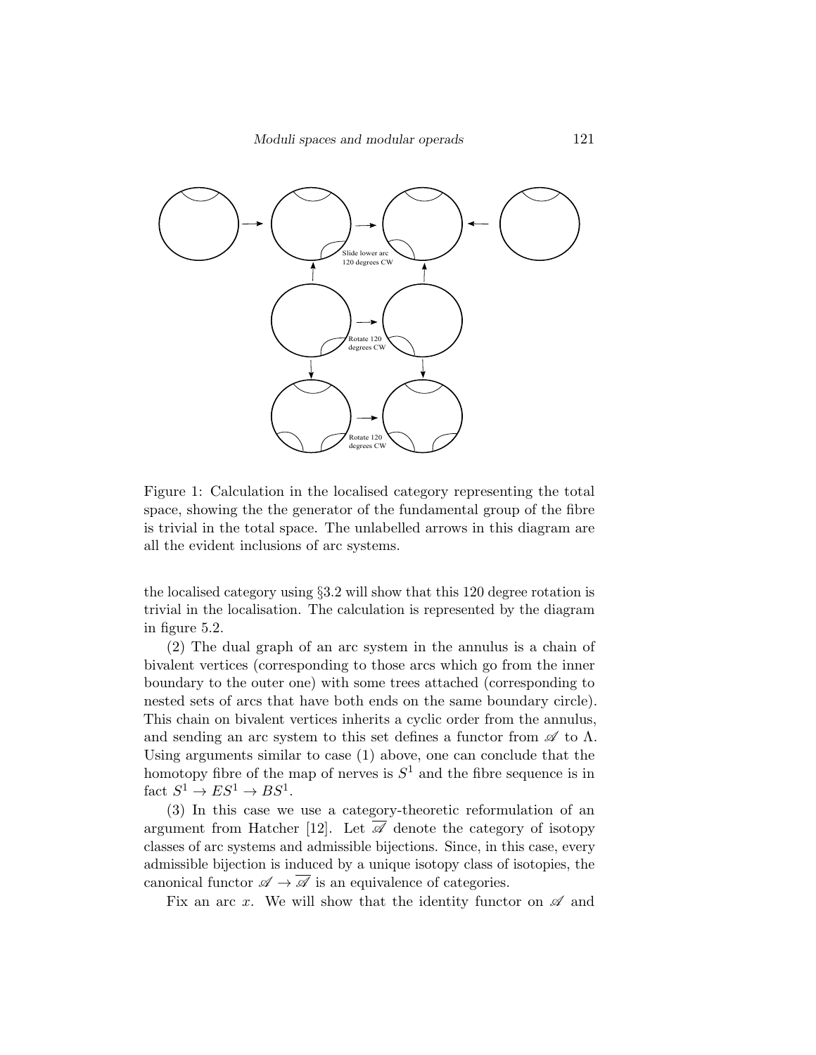Slide lower arc 120 degrees CW

Rotate 120 degrees CW

Rotate 120 degrees CW

Figure 1: Calculation in the localised category representing the total space, showing the the generator of the fundamental group of the fibre is trivial in the total space. The unlabelled arrows in this diagram are all the evident inclusions of arc systems.

the localised category using §3.2 will show that this 120 degree rotation is trivial in the localisation. The calculation is represented by the diagram in figure 5.2.

(2) The dual graph of an arc system in the annulus is a chain of bivalent vertices (corresponding to those arcs which go from the inner boundary to the outer one) with some trees attached (corresponding to nested sets of arcs that have both ends on the same boundary circle). This chain on bivalent vertices inherits a cyclic order from the annulus, and sending an arc system to this set defines a functor from $\mathscr{A}$ to $\Lambda$. Using arguments similar to case (1) above, one can conclude that the homotopy fibre of the map of nerves is $S^1$ and the fibre sequence is in fact $S^1 \to ES^1 \to BS^1$.

(3) In this case we use a category-theoretic reformulation of an argument from Hatcher [12]. Let $\overline{\mathscr{A}}$ denote the category of isotopy classes of arc systems and admissible bijections. Since, in this case, every admissible bijection is induced by a unique isotopy class of isotopies, the canonical functor $\mathscr{A} \to \overline{\mathscr{A}}$ is an equivalence of categories.

Fix an arc $x$. We will show that the identity functor on $\mathscr{A}$ and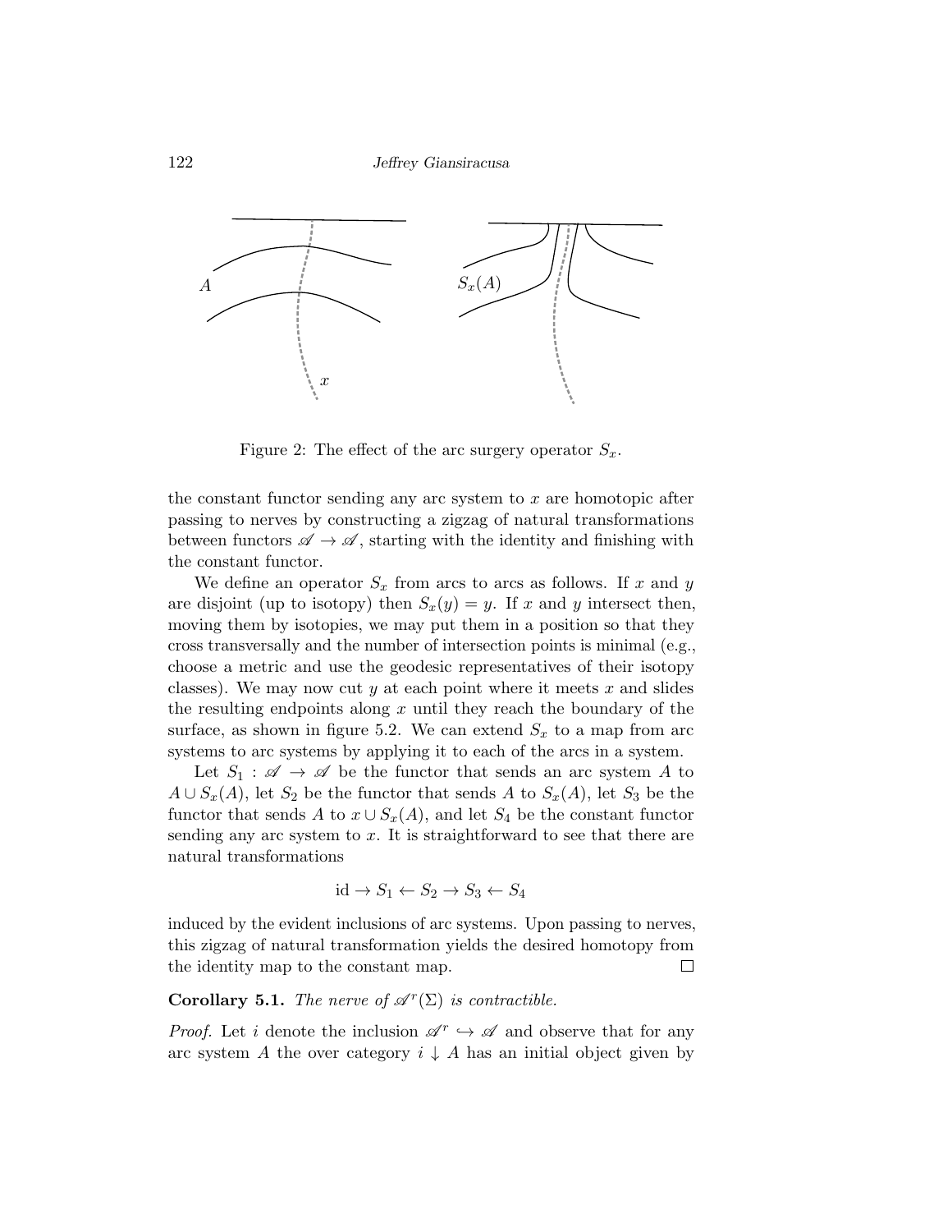Figure 2: The effect of the arc surgery operator $S_x$.

the constant functor sending any arc system to $x$ are homotopic after passing to nerves by constructing a zigzag of natural transformations between functors $\mathscr{A} \to \mathscr{A}$, starting with the identity and finishing with the constant functor.

We define an operator $S_x$ from arcs to arcs as follows. If $x$ and $y$ are disjoint (up to isotopy) then $S_x(y) = y$. If $x$ and $y$ intersect then, moving them by isotopies, we may put them in a position so that they cross transversally and the number of intersection points is minimal (e.g., choose a metric and use the geodesic representatives of their isotopy classes). We may now cut $y$ at each point where it meets $x$ and slides the resulting endpoints along $x$ until they reach the boundary of the surface, as shown in figure 5.2. We can extend $S_x$ to a map from arc systems to arc systems by applying it to each of the arcs in a system.

Let $S_1 : \mathscr{A} \to \mathscr{A}$ be the functor that sends an arc system $A$ to $A \cup S_x(A)$, let $S_2$ be the functor that sends $A$ to $S_x(A)$, let $S_3$ be the functor that sends $A$ to $x \cup S_x(A)$, and let $S_4$ be the constant functor sending any arc system to $x$. It is straightforward to see that there are natural transformations

$$\mathrm{id} \to S_1 \leftarrow S_2 \to S_3 \leftarrow S_4$$

induced by the evident inclusions of arc systems. Upon passing to nerves, this zigzag of natural transformation yields the desired homotopy from the identity map to the constant map. □

**Corollary 5.1.** *The nerve of $\mathscr{A}^r(\Sigma)$ is contractible.*

*Proof.* Let $i$ denote the inclusion $\mathscr{A}^r \hookrightarrow \mathscr{A}$ and observe that for any arc system $A$ the over category $i \downarrow A$ has an initial object given by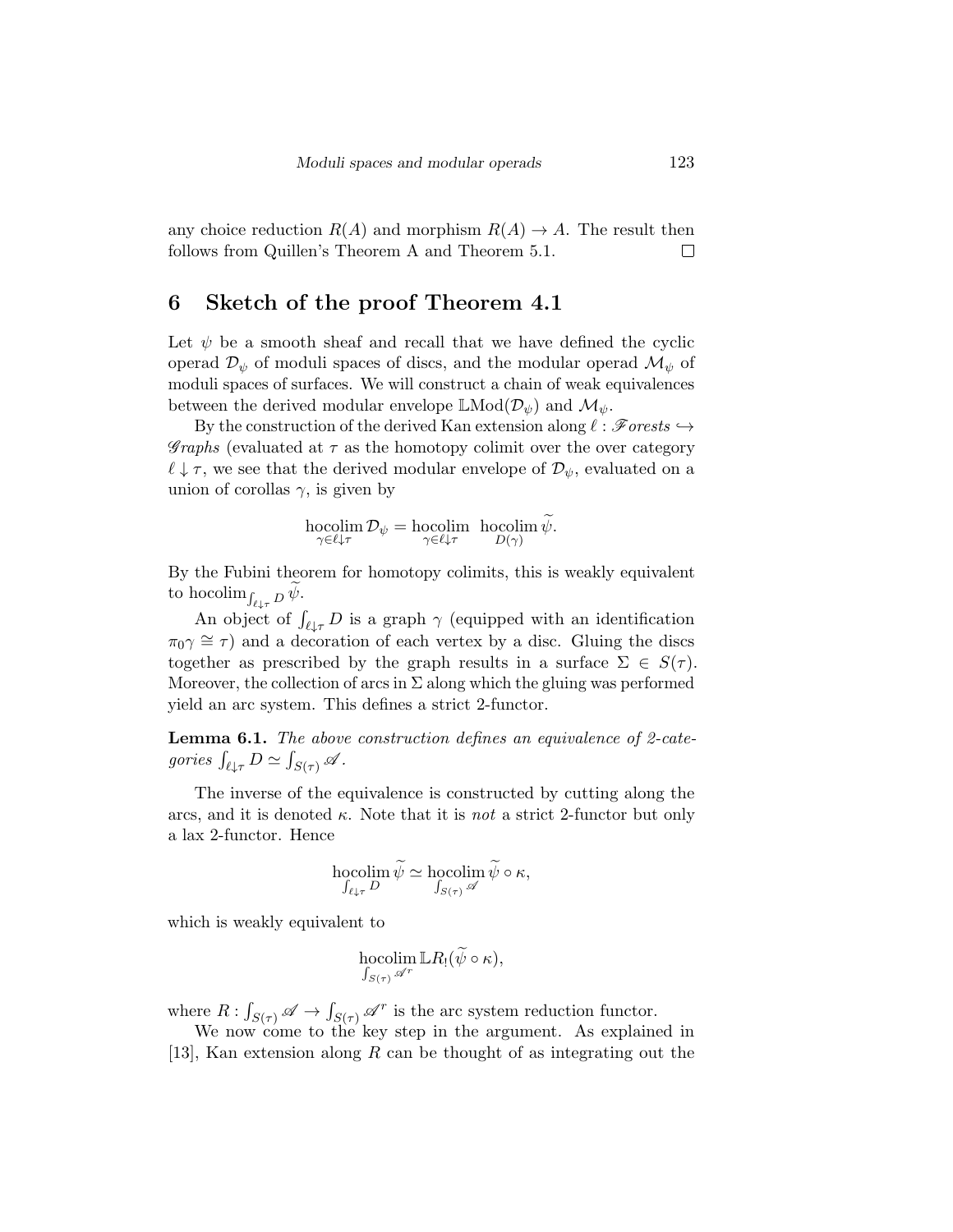any choice reduction $R(A)$ and morphism $R(A) \to A$. The result then follows from Quillen's Theorem A and Theorem 5.1. $\square$

## 6 Sketch of the proof Theorem 4.1

Let $\psi$ be a smooth sheaf and recall that we have defined the cyclic operad $\mathcal{D}_\psi$ of moduli spaces of discs, and the modular operad $\mathcal{M}_\psi$ of moduli spaces of surfaces. We will construct a chain of weak equivalences between the derived modular envelope $\mathbb{L}\mathrm{Mod}(\mathcal{D}_\psi)$ and $\mathcal{M}_\psi$.

By the construction of the derived Kan extension along $\ell : \mathscr{F}orests \hookrightarrow \mathscr{G}raphs$ (evaluated at $\tau$ as the homotopy colimit over the over category $\ell \downarrow \tau$, we see that the derived modular envelope of $\mathcal{D}_\psi$, evaluated on a union of corollas $\gamma$, is given by

$$\operatorname*{hocolim}_{\gamma \in \ell\downarrow\tau} \mathcal{D}_\psi = \operatorname*{hocolim}_{\gamma \in \ell\downarrow\tau} \ \operatorname*{hocolim}_{D(\gamma)} \widetilde{\psi}.$$

By the Fubini theorem for homotopy colimits, this is weakly equivalent to $\operatorname{hocolim}_{\int_{\ell\downarrow\tau} D} \widetilde{\psi}$.

An object of $\int_{\ell\downarrow\tau} D$ is a graph $\gamma$ (equipped with an identification $\pi_0\gamma \cong \tau$) and a decoration of each vertex by a disc. Gluing the discs together as prescribed by the graph results in a surface $\Sigma \in S(\tau)$. Moreover, the collection of arcs in $\Sigma$ along which the gluing was performed yield an arc system. This defines a strict 2-functor.

**Lemma 6.1.** *The above construction defines an equivalence of 2-categories* $\int_{\ell\downarrow\tau} D \simeq \int_{S(\tau)} \mathscr{A}$.

The inverse of the equivalence is constructed by cutting along the arcs, and it is denoted $\kappa$. Note that it is *not* a strict 2-functor but only a lax 2-functor. Hence

$$\operatorname*{hocolim}_{\int_{\ell\downarrow\tau} D} \widetilde{\psi} \simeq \operatorname*{hocolim}_{\int_{S(\tau)} \mathscr{A}} \widetilde{\psi} \circ \kappa,$$

which is weakly equivalent to

$$\operatorname*{hocolim}_{\int_{S(\tau)} \mathscr{A}^r} \mathbb{L}R_!(\widetilde{\psi} \circ \kappa),$$

where $R : \int_{S(\tau)} \mathscr{A} \to \int_{S(\tau)} \mathscr{A}^r$ is the arc system reduction functor.

We now come to the key step in the argument. As explained in [13], Kan extension along $R$ can be thought of as integrating out the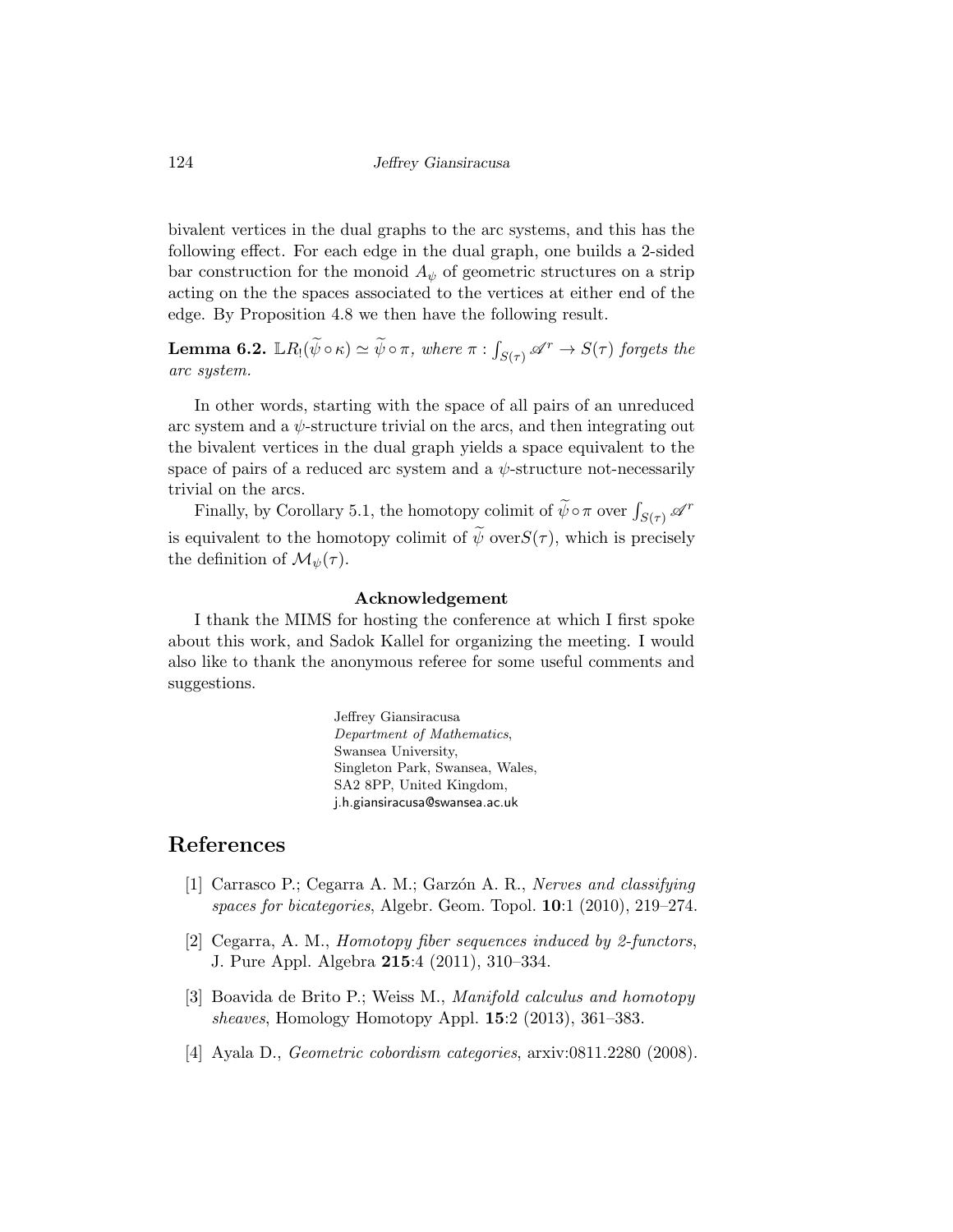bivalent vertices in the dual graphs to the arc systems, and this has the following effect. For each edge in the dual graph, one builds a 2-sided bar construction for the monoid $A_\psi$ of geometric structures on a strip acting on the the spaces associated to the vertices at either end of the edge. By Proposition 4.8 we then have the following result.

**Lemma 6.2.** *$\mathbb{L}R_!(\widetilde{\psi} \circ \kappa) \simeq \widetilde{\psi} \circ \pi$, where $\pi : \int_{S(\tau)} \mathscr{A}^r \to S(\tau)$ forgets the arc system.*

In other words, starting with the space of all pairs of an unreduced arc system and a $\psi$-structure trivial on the arcs, and then integrating out the bivalent vertices in the dual graph yields a space equivalent to the space of pairs of a reduced arc system and a $\psi$-structure not-necessarily trivial on the arcs.

Finally, by Corollary 5.1, the homotopy colimit of $\widetilde{\psi} \circ \pi$ over $\int_{S(\tau)} \mathscr{A}^r$ is equivalent to the homotopy colimit of $\widetilde{\psi}$ over$S(\tau)$, which is precisely the definition of $\mathcal{M}_\psi(\tau)$.

**Acknowledgement**

I thank the MIMS for hosting the conference at which I first spoke about this work, and Sadok Kallel for organizing the meeting. I would also like to thank the anonymous referee for some useful comments and suggestions.

Jeffrey Giansiracusa
*Department of Mathematics*,
Swansea University,
Singleton Park, Swansea, Wales,
SA2 8PP, United Kingdom,
j.h.giansiracusa@swansea.ac.uk

## References

[1] Carrasco P.; Cegarra A. M.; Garzón A. R., *Nerves and classifying spaces for bicategories*, Algebr. Geom. Topol. **10**:1 (2010), 219–274.

[2] Cegarra, A. M., *Homotopy fiber sequences induced by 2-functors*, J. Pure Appl. Algebra **215**:4 (2011), 310–334.

[3] Boavida de Brito P.; Weiss M., *Manifold calculus and homotopy sheaves*, Homology Homotopy Appl. **15**:2 (2013), 361–383.

[4] Ayala D., *Geometric cobordism categories*, arxiv:0811.2280 (2008).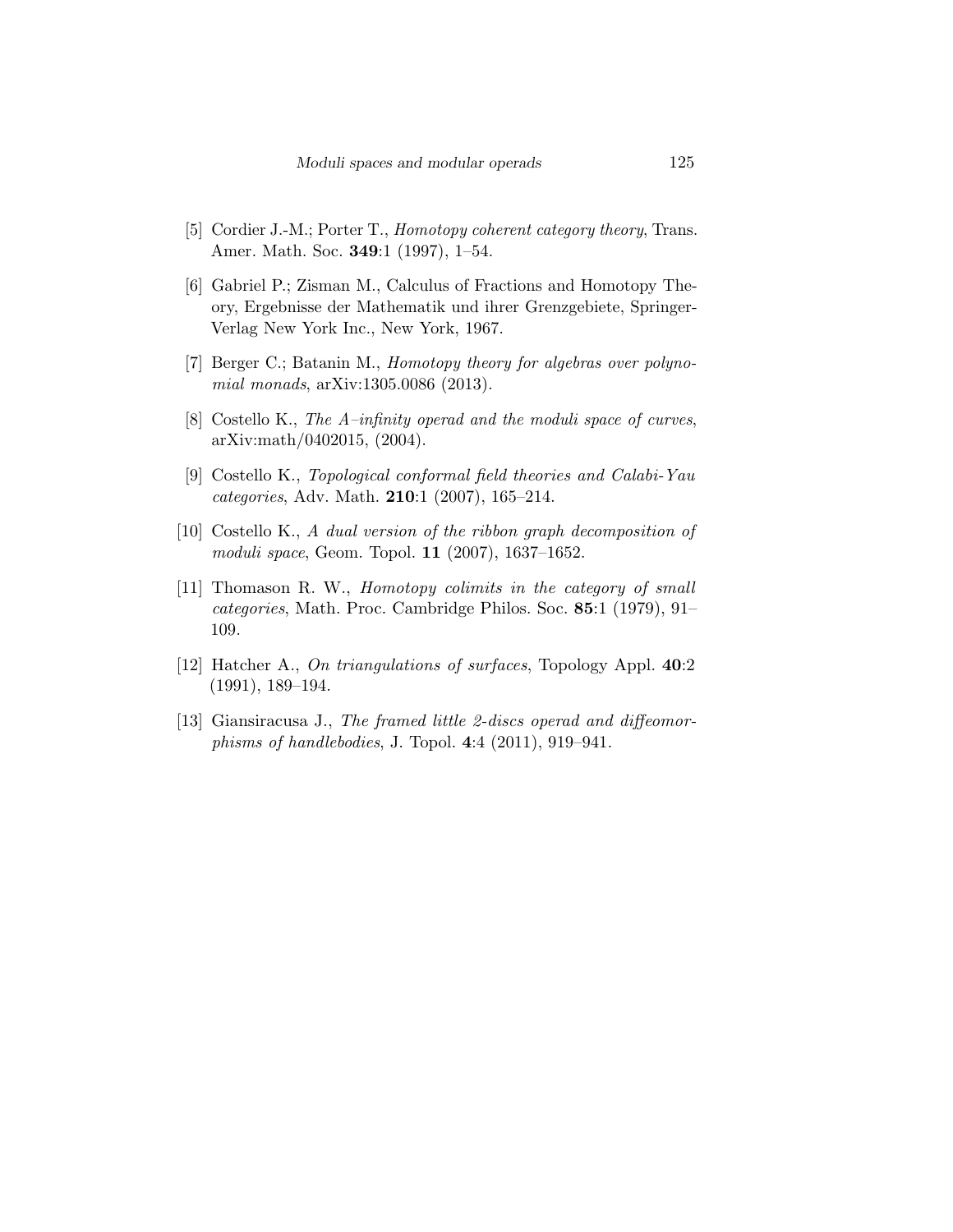[5] Cordier J.-M.; Porter T., *Homotopy coherent category theory*, Trans. Amer. Math. Soc. **349**:1 (1997), 1–54.

[6] Gabriel P.; Zisman M., Calculus of Fractions and Homotopy Theory, Ergebnisse der Mathematik und ihrer Grenzgebiete, Springer-Verlag New York Inc., New York, 1967.

[7] Berger C.; Batanin M., *Homotopy theory for algebras over polynomial monads*, arXiv:1305.0086 (2013).

[8] Costello K., *The A–infinity operad and the moduli space of curves*, arXiv:math/0402015, (2004).

[9] Costello K., *Topological conformal field theories and Calabi-Yau categories*, Adv. Math. **210**:1 (2007), 165–214.

[10] Costello K., *A dual version of the ribbon graph decomposition of moduli space*, Geom. Topol. **11** (2007), 1637–1652.

[11] Thomason R. W., *Homotopy colimits in the category of small categories*, Math. Proc. Cambridge Philos. Soc. **85**:1 (1979), 91–109.

[12] Hatcher A., *On triangulations of surfaces*, Topology Appl. **40**:2 (1991), 189–194.

[13] Giansiracusa J., *The framed little 2-discs operad and diffeomorphisms of handlebodies*, J. Topol. **4**:4 (2011), 919–941.